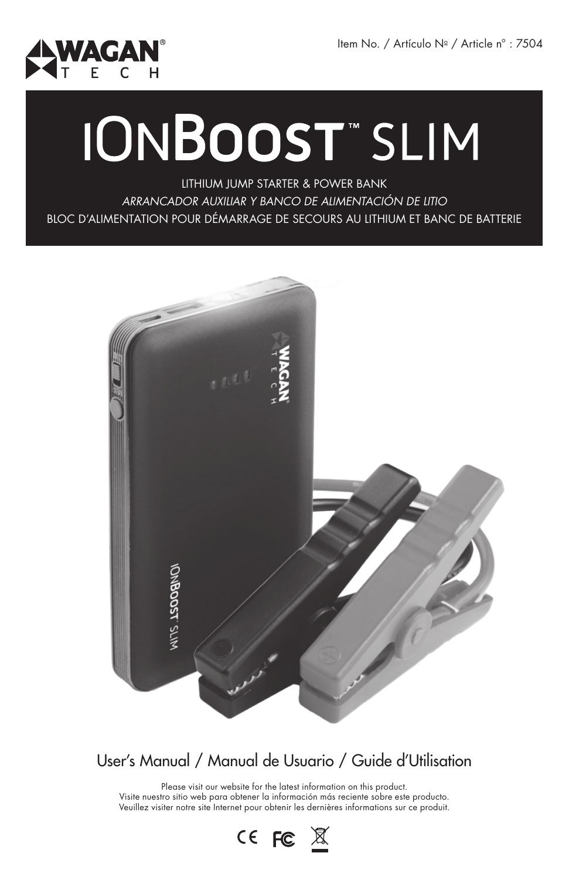WAGAN® TECH

Item No. / Artículo № / Article n° : 7504

# IONBOOST™ SLIM

LITHIUM JUMP STARTER & POWER BANK

*ARRANCADOR AUXILIAR Y BANCO DE ALIMENTACIÓN DE LITIO*

BLOC D'ALIMENTATION POUR DÉMARRAGE DE SECOURS AU LITHIUM ET BANC DE BATTERIE

## User's Manual / Manual de Usuario / Guide d'Utilisation

Please visit our website for the latest information on this product.
Visite nuestro sitio web para obtener la información más reciente sobre este producto.
Veuillez visiter notre site Internet pour obtenir les dernières informations sur ce produit.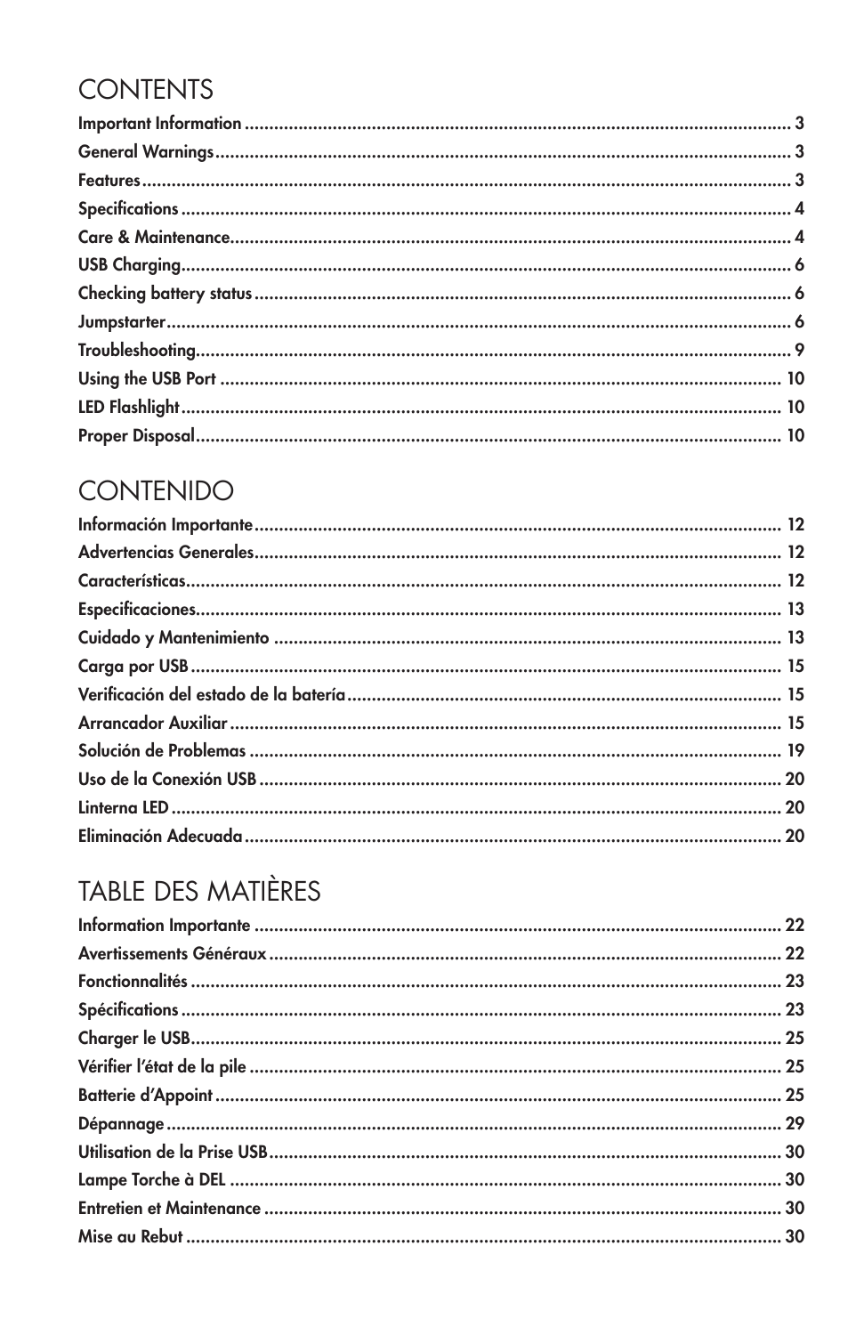# CONTENTS

Important Information .................................................... 3
General Warnings .................................................... 3
Features .................................................... 3
Specifications .................................................... 4
Care & Maintenance .................................................... 4
USB Charging .................................................... 6
Checking battery status .................................................... 6
Jumpstarter .................................................... 6
Troubleshooting .................................................... 9
Using the USB Port .................................................... 10
LED Flashlight .................................................... 10
Proper Disposal .................................................... 10

# CONTENIDO

Información Importante .................................................... 12
Advertencias Generales .................................................... 12
Características .................................................... 12
Especificaciones .................................................... 13
Cuidado y Mantenimiento .................................................... 13
Carga por USB .................................................... 15
Verificación del estado de la batería .................................................... 15
Arrancador Auxiliar .................................................... 15
Solución de Problemas .................................................... 19
Uso de la Conexión USB .................................................... 20
Linterna LED .................................................... 20
Eliminación Adecuada .................................................... 20

# TABLE DES MATIÈRES

Information Importante .................................................... 22
Avertissements Généraux .................................................... 22
Fonctionnalités .................................................... 23
Spécifications .................................................... 23
Charger le USB .................................................... 25
Vérifier l'état de la pile .................................................... 25
Batterie d'Appoint .................................................... 25
Dépannage .................................................... 29
Utilisation de la Prise USB .................................................... 30
Lampe Torche à DEL .................................................... 30
Entretien et Maintenance .................................................... 30
Mise au Rebut .................................................... 30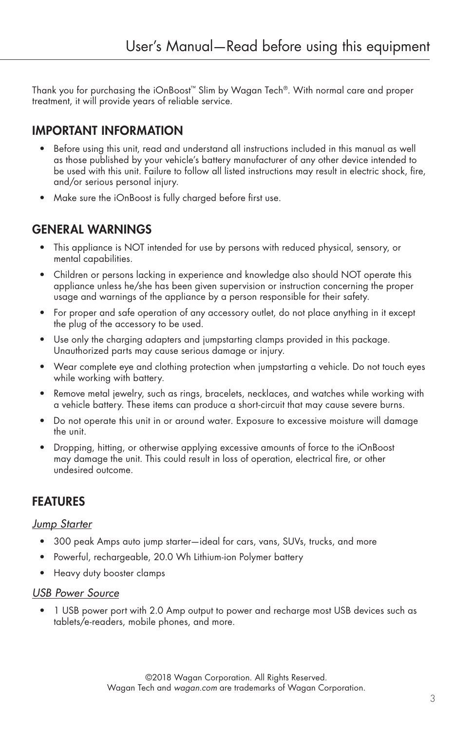# User's Manual—Read before using this equipment

Thank you for purchasing the iOnBoost™ Slim by Wagan Tech®. With normal care and proper treatment, it will provide years of reliable service.

## IMPORTANT INFORMATION

- Before using this unit, read and understand all instructions included in this manual as well as those published by your vehicle's battery manufacturer of any other device intended to be used with this unit. Failure to follow all listed instructions may result in electric shock, fire, and/or serious personal injury.
- Make sure the iOnBoost is fully charged before first use.

## GENERAL WARNINGS

- This appliance is NOT intended for use by persons with reduced physical, sensory, or mental capabilities.
- Children or persons lacking in experience and knowledge also should NOT operate this appliance unless he/she has been given supervision or instruction concerning the proper usage and warnings of the appliance by a person responsible for their safety.
- For proper and safe operation of any accessory outlet, do not place anything in it except the plug of the accessory to be used.
- Use only the charging adapters and jumpstarting clamps provided in this package. Unauthorized parts may cause serious damage or injury.
- Wear complete eye and clothing protection when jumpstarting a vehicle. Do not touch eyes while working with battery.
- Remove metal jewelry, such as rings, bracelets, necklaces, and watches while working with a vehicle battery. These items can produce a short-circuit that may cause severe burns.
- Do not operate this unit in or around water. Exposure to excessive moisture will damage the unit.
- Dropping, hitting, or otherwise applying excessive amounts of force to the iOnBoost may damage the unit. This could result in loss of operation, electrical fire, or other undesired outcome.

## FEATURES

### *Jump Starter*

- 300 peak Amps auto jump starter—ideal for cars, vans, SUVs, trucks, and more
- Powerful, rechargeable, 20.0 Wh Lithium-ion Polymer battery
- Heavy duty booster clamps

### *USB Power Source*

- 1 USB power port with 2.0 Amp output to power and recharge most USB devices such as tablets/e-readers, mobile phones, and more.

©2018 Wagan Corporation. All Rights Reserved.
Wagan Tech and *wagan.com* are trademarks of Wagan Corporation.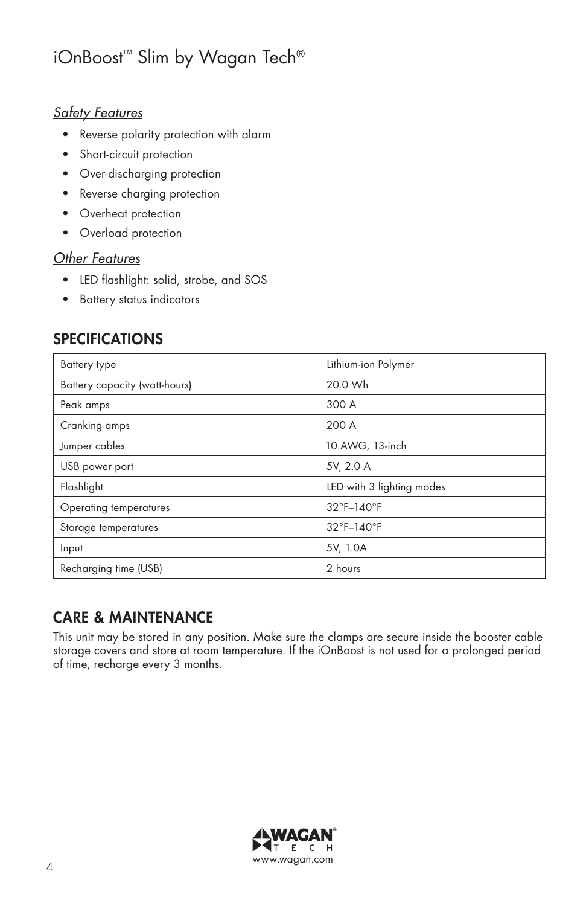*Safety Features*

- Reverse polarity protection with alarm
- Short-circuit protection
- Over-discharging protection
- Reverse charging protection
- Overheat protection
- Overload protection

*Other Features*

- LED flashlight: solid, strobe, and SOS
- Battery status indicators

## SPECIFICATIONS

| | |
|---|---|
| Battery type | Lithium-ion Polymer |
| Battery capacity (watt-hours) | 20.0 Wh |
| Peak amps | 300 A |
| Cranking amps | 200 A |
| Jumper cables | 10 AWG, 13-inch |
| USB power port | 5V, 2.0 A |
| Flashlight | LED with 3 lighting modes |
| Operating temperatures | 32°F–140°F |
| Storage temperatures | 32°F–140°F |
| Input | 5V, 1.0A |
| Recharging time (USB) | 2 hours |

## CARE & MAINTENANCE

This unit may be stored in any position. Make sure the clamps are secure inside the booster cable storage covers and store at room temperature. If the iOnBoost is not used for a prolonged period of time, recharge every 3 months.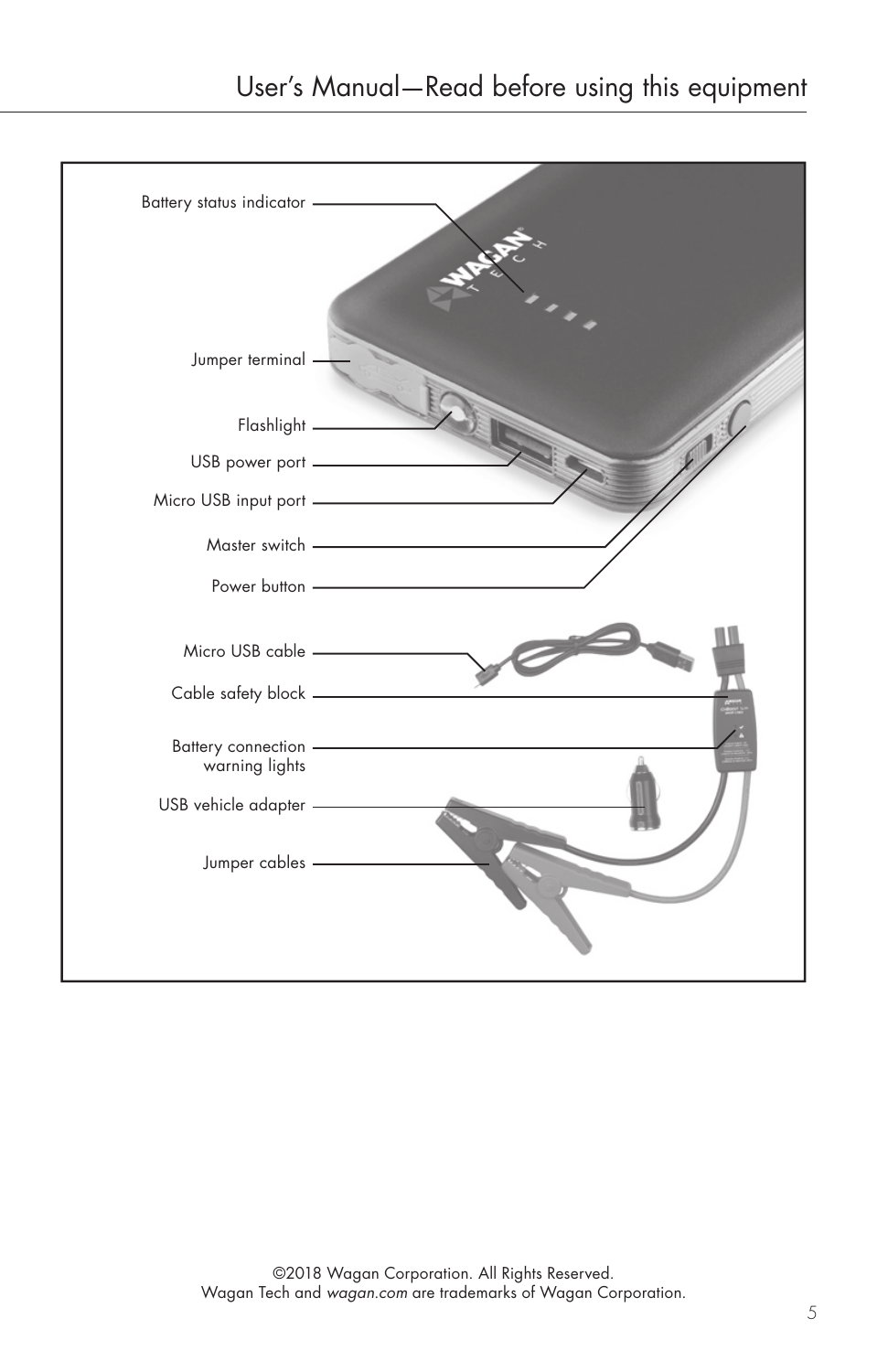Battery status indicator

Jumper terminal

Flashlight

USB power port

Micro USB input port

Master switch

Power button

Micro USB cable

Cable safety block

Battery connection warning lights

USB vehicle adapter

Jumper cables

©2018 Wagan Corporation. All Rights Reserved.
Wagan Tech and *wagan.com* are trademarks of Wagan Corporation.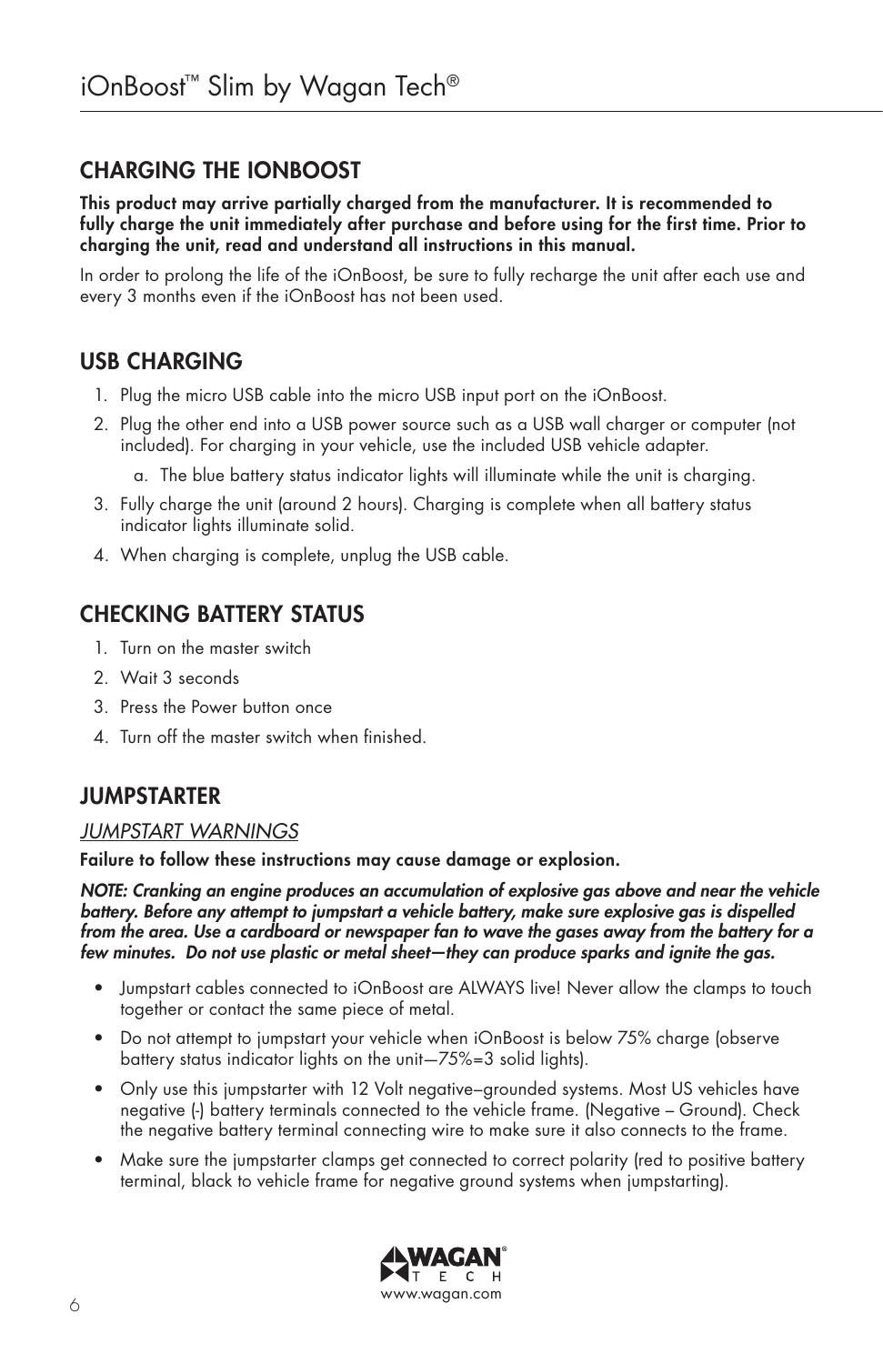## CHARGING THE IONBOOST

**This product may arrive partially charged from the manufacturer. It is recommended to fully charge the unit immediately after purchase and before using for the first time. Prior to charging the unit, read and understand all instructions in this manual.**

In order to prolong the life of the iOnBoost, be sure to fully recharge the unit after each use and every 3 months even if the iOnBoost has not been used.

## USB CHARGING

1. Plug the micro USB cable into the micro USB input port on the iOnBoost.
2. Plug the other end into a USB power source such as a USB wall charger or computer (not included). For charging in your vehicle, use the included USB vehicle adapter.
   a. The blue battery status indicator lights will illuminate while the unit is charging.
3. Fully charge the unit (around 2 hours). Charging is complete when all battery status indicator lights illuminate solid.
4. When charging is complete, unplug the USB cable.

## CHECKING BATTERY STATUS

1. Turn on the master switch
2. Wait 3 seconds
3. Press the Power button once
4. Turn off the master switch when finished.

## JUMPSTARTER

### *JUMPSTART WARNINGS*

**Failure to follow these instructions may cause damage or explosion.**

***NOTE: Cranking an engine produces an accumulation of explosive gas above and near the vehicle battery. Before any attempt to jumpstart a vehicle battery, make sure explosive gas is dispelled from the area. Use a cardboard or newspaper fan to wave the gases away from the battery for a few minutes. Do not use plastic or metal sheet—they can produce sparks and ignite the gas.***

- Jumpstart cables connected to iOnBoost are ALWAYS live! Never allow the clamps to touch together or contact the same piece of metal.
- Do not attempt to jumpstart your vehicle when iOnBoost is below 75% charge (observe battery status indicator lights on the unit—75%=3 solid lights).
- Only use this jumpstarter with 12 Volt negative–grounded systems. Most US vehicles have negative (-) battery terminals connected to the vehicle frame. (Negative – Ground). Check the negative battery terminal connecting wire to make sure it also connects to the frame.
- Make sure the jumpstarter clamps get connected to correct polarity (red to positive battery terminal, black to vehicle frame for negative ground systems when jumpstarting).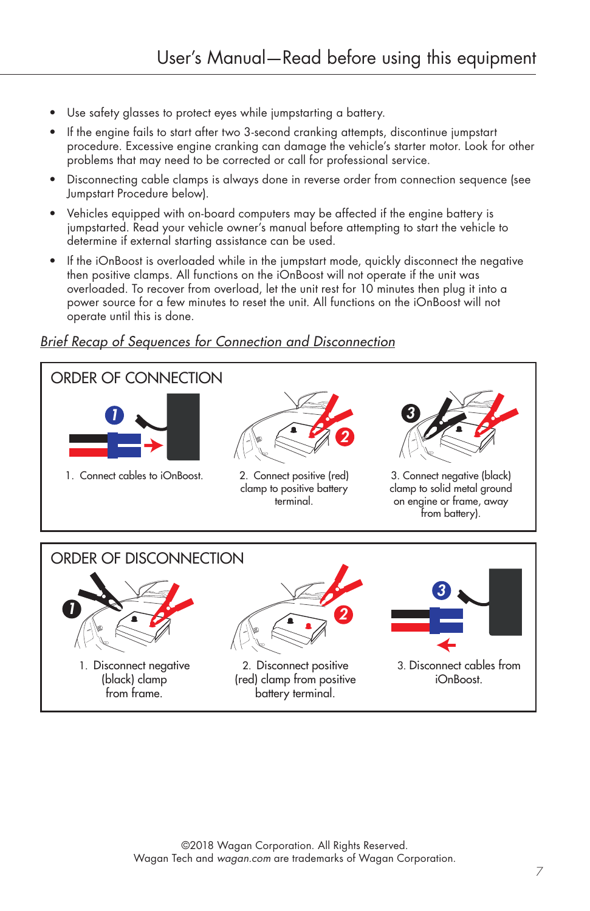- Use safety glasses to protect eyes while jumpstarting a battery.
- If the engine fails to start after two 3-second cranking attempts, discontinue jumpstart procedure. Excessive engine cranking can damage the vehicle's starter motor. Look for other problems that may need to be corrected or call for professional service.
- Disconnecting cable clamps is always done in reverse order from connection sequence (see Jumpstart Procedure below).
- Vehicles equipped with on-board computers may be affected if the engine battery is jumpstarted. Read your vehicle owner's manual before attempting to start the vehicle to determine if external starting assistance can be used.
- If the iOnBoost is overloaded while in the jumpstart mode, quickly disconnect the negative then positive clamps. All functions on the iOnBoost will not operate if the unit was overloaded. To recover from overload, let the unit rest for 10 minutes then plug it into a power source for a few minutes to reset the unit. All functions on the iOnBoost will not operate until this is done.

## *Brief Recap of Sequences for Connection and Disconnection*

### ORDER OF CONNECTION

1. Connect cables to iOnBoost.
2. Connect positive (red) clamp to positive battery terminal.
3. Connect negative (black) clamp to solid metal ground on engine or frame, away from battery).

### ORDER OF DISCONNECTION

1. Disconnect negative (black) clamp from frame.
2. Disconnect positive (red) clamp from positive battery terminal.
3. Disconnect cables from iOnBoost.

©2018 Wagan Corporation. All Rights Reserved.
Wagan Tech and *wagan.com* are trademarks of Wagan Corporation.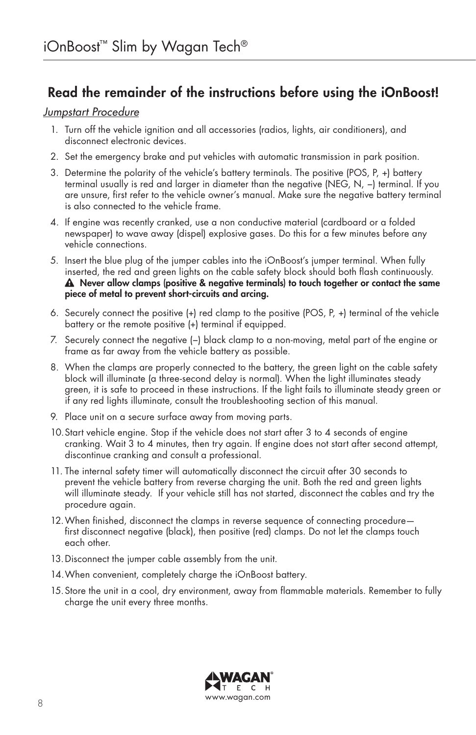## Read the remainder of the instructions before using the iOnBoost!

*Jumpstart Procedure*

1. Turn off the vehicle ignition and all accessories (radios, lights, air conditioners), and disconnect electronic devices.
2. Set the emergency brake and put vehicles with automatic transmission in park position.
3. Determine the polarity of the vehicle's battery terminals. The positive (POS, P, +) battery terminal usually is red and larger in diameter than the negative (NEG, N, –) terminal. If you are unsure, first refer to the vehicle owner's manual. Make sure the negative battery terminal is also connected to the vehicle frame.
4. If engine was recently cranked, use a non conductive material (cardboard or a folded newspaper) to wave away (dispel) explosive gases. Do this for a few minutes before any vehicle connections.
5. Insert the blue plug of the jumper cables into the iOnBoost's jumper terminal. When fully inserted, the red and green lights on the cable safety block should both flash continuously.
   **⚠ Never allow clamps (positive & negative terminals) to touch together or contact the same piece of metal to prevent short-circuits and arcing.**
6. Securely connect the positive (+) red clamp to the positive (POS, P, +) terminal of the vehicle battery or the remote positive (+) terminal if equipped.
7. Securely connect the negative (–) black clamp to a non-moving, metal part of the engine or frame as far away from the vehicle battery as possible.
8. When the clamps are properly connected to the battery, the green light on the cable safety block will illuminate (a three-second delay is normal). When the light illuminates steady green, it is safe to proceed in these instructions. If the light fails to illuminate steady green or if any red lights illuminate, consult the troubleshooting section of this manual.
9. Place unit on a secure surface away from moving parts.
10. Start vehicle engine. Stop if the vehicle does not start after 3 to 4 seconds of engine cranking. Wait 3 to 4 minutes, then try again. If engine does not start after second attempt, discontinue cranking and consult a professional.
11. The internal safety timer will automatically disconnect the circuit after 30 seconds to prevent the vehicle battery from reverse charging the unit. Both the red and green lights will illuminate steady. If your vehicle still has not started, disconnect the cables and try the procedure again.
12. When finished, disconnect the clamps in reverse sequence of connecting procedure— first disconnect negative (black), then positive (red) clamps. Do not let the clamps touch each other.
13. Disconnect the jumper cable assembly from the unit.
14. When convenient, completely charge the iOnBoost battery.
15. Store the unit in a cool, dry environment, away from flammable materials. Remember to fully charge the unit every three months.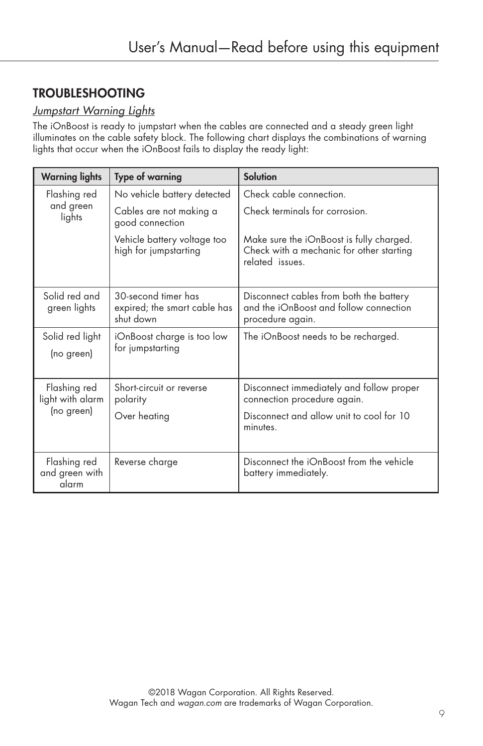## TROUBLESHOOTING

*Jumpstart Warning Lights*

The iOnBoost is ready to jumpstart when the cables are connected and a steady green light illuminates on the cable safety block. The following chart displays the combinations of warning lights that occur when the iOnBoost fails to display the ready light:

| Warning lights | Type of warning | Solution |
|---|---|---|
| Flashing red and green lights | No vehicle battery detected | Check cable connection. |
| | Cables are not making a good connection | Check terminals for corrosion. |
| | Vehicle battery voltage too high for jumpstarting | Make sure the iOnBoost is fully charged. Check with a mechanic for other starting related issues. |
| Solid red and green lights | 30-second timer has expired; the smart cable has shut down | Disconnect cables from both the battery and the iOnBoost and follow connection procedure again. |
| Solid red light (no green) | iOnBoost charge is too low for jumpstarting | The iOnBoost needs to be recharged. |
| Flashing red light with alarm (no green) | Short-circuit or reverse polarity | Disconnect immediately and follow proper connection procedure again. |
| | Over heating | Disconnect and allow unit to cool for 10 minutes. |
| Flashing red and green with alarm | Reverse charge | Disconnect the iOnBoost from the vehicle battery immediately. |

©2018 Wagan Corporation. All Rights Reserved.
Wagan Tech and *wagan.com* are trademarks of Wagan Corporation.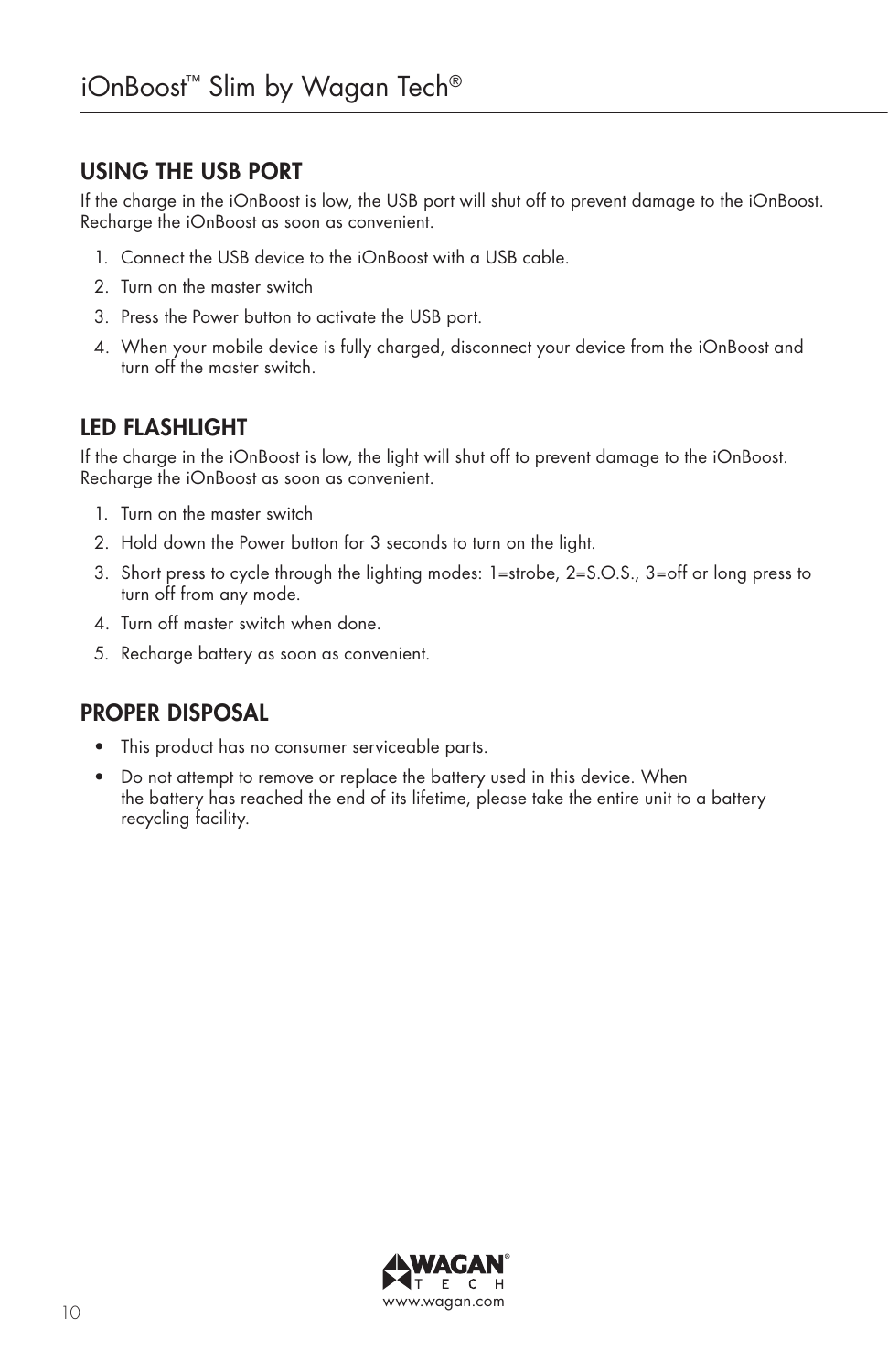## USING THE USB PORT

If the charge in the iOnBoost is low, the USB port will shut off to prevent damage to the iOnBoost. Recharge the iOnBoost as soon as convenient.

1. Connect the USB device to the iOnBoost with a USB cable.
2. Turn on the master switch
3. Press the Power button to activate the USB port.
4. When your mobile device is fully charged, disconnect your device from the iOnBoost and turn off the master switch.

## LED FLASHLIGHT

If the charge in the iOnBoost is low, the light will shut off to prevent damage to the iOnBoost. Recharge the iOnBoost as soon as convenient.

1. Turn on the master switch
2. Hold down the Power button for 3 seconds to turn on the light.
3. Short press to cycle through the lighting modes: 1=strobe, 2=S.O.S., 3=off or long press to turn off from any mode.
4. Turn off master switch when done.
5. Recharge battery as soon as convenient.

## PROPER DISPOSAL

- This product has no consumer serviceable parts.
- Do not attempt to remove or replace the battery used in this device. When the battery has reached the end of its lifetime, please take the entire unit to a battery recycling facility.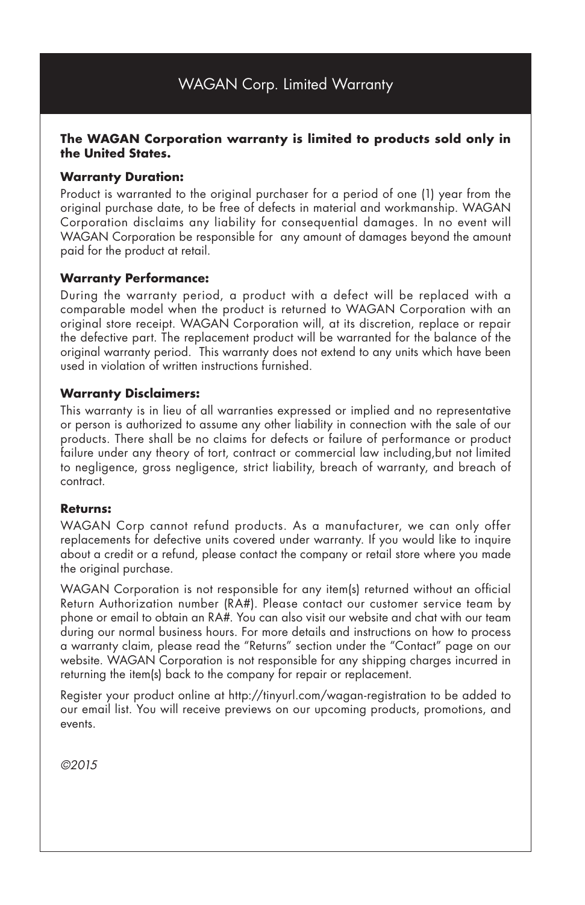# WAGAN Corp. Limited Warranty

**The WAGAN Corporation warranty is limited to products sold only in the United States.**

**Warranty Duration:**

Product is warranted to the original purchaser for a period of one (1) year from the original purchase date, to be free of defects in material and workmanship. WAGAN Corporation disclaims any liability for consequential damages. In no event will WAGAN Corporation be responsible for any amount of damages beyond the amount paid for the product at retail.

**Warranty Performance:**

During the warranty period, a product with a defect will be replaced with a comparable model when the product is returned to WAGAN Corporation with an original store receipt. WAGAN Corporation will, at its discretion, replace or repair the defective part. The replacement product will be warranted for the balance of the original warranty period. This warranty does not extend to any units which have been used in violation of written instructions furnished.

**Warranty Disclaimers:**

This warranty is in lieu of all warranties expressed or implied and no representative or person is authorized to assume any other liability in connection with the sale of our products. There shall be no claims for defects or failure of performance or product failure under any theory of tort, contract or commercial law including,but not limited to negligence, gross negligence, strict liability, breach of warranty, and breach of contract.

**Returns:**

WAGAN Corp cannot refund products. As a manufacturer, we can only offer replacements for defective units covered under warranty. If you would like to inquire about a credit or a refund, please contact the company or retail store where you made the original purchase.

WAGAN Corporation is not responsible for any item(s) returned without an official Return Authorization number (RA#). Please contact our customer service team by phone or email to obtain an RA#. You can also visit our website and chat with our team during our normal business hours. For more details and instructions on how to process a warranty claim, please read the "Returns" section under the "Contact" page on our website. WAGAN Corporation is not responsible for any shipping charges incurred in returning the item(s) back to the company for repair or replacement.

Register your product online at http://tinyurl.com/wagan-registration to be added to our email list. You will receive previews on our upcoming products, promotions, and events.

*©2015*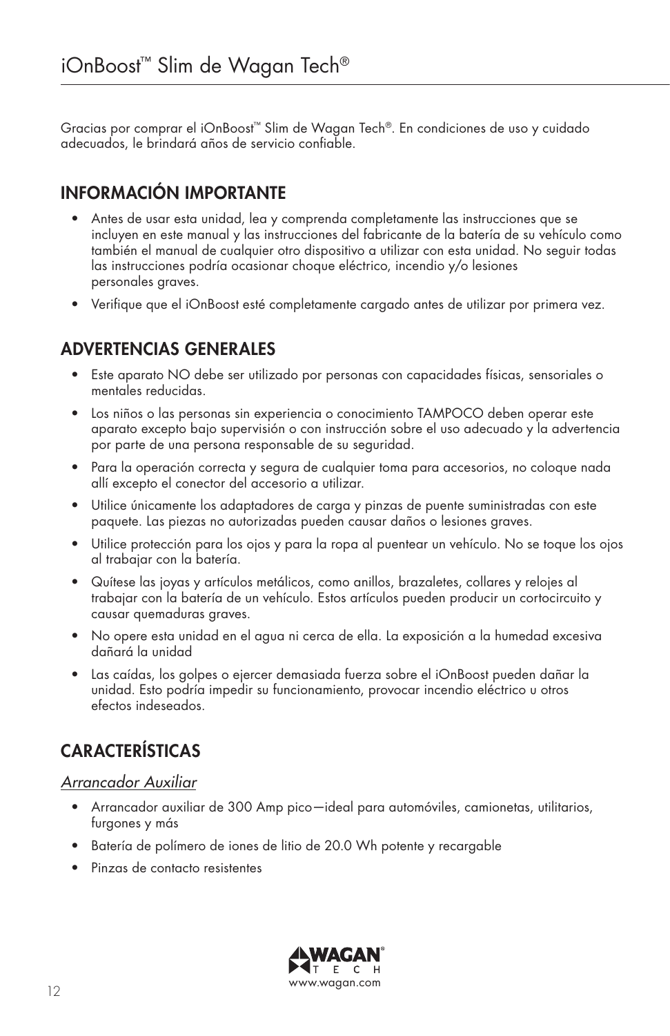# iOnBoost™ Slim de Wagan Tech®

Gracias por comprar el iOnBoost™ Slim de Wagan Tech®. En condiciones de uso y cuidado adecuados, le brindará años de servicio confiable.

## INFORMACIÓN IMPORTANTE

- Antes de usar esta unidad, lea y comprenda completamente las instrucciones que se incluyen en este manual y las instrucciones del fabricante de la batería de su vehículo como también el manual de cualquier otro dispositivo a utilizar con esta unidad. No seguir todas las instrucciones podría ocasionar choque eléctrico, incendio y/o lesiones personales graves.
- Verifique que el iOnBoost esté completamente cargado antes de utilizar por primera vez.

## ADVERTENCIAS GENERALES

- Este aparato NO debe ser utilizado por personas con capacidades físicas, sensoriales o mentales reducidas.
- Los niños o las personas sin experiencia o conocimiento TAMPOCO deben operar este aparato excepto bajo supervisión o con instrucción sobre el uso adecuado y la advertencia por parte de una persona responsable de su seguridad.
- Para la operación correcta y segura de cualquier toma para accesorios, no coloque nada allí excepto el conector del accesorio a utilizar.
- Utilice únicamente los adaptadores de carga y pinzas de puente suministradas con este paquete. Las piezas no autorizadas pueden causar daños o lesiones graves.
- Utilice protección para los ojos y para la ropa al puentear un vehículo. No se toque los ojos al trabajar con la batería.
- Quítese las joyas y artículos metálicos, como anillos, brazaletes, collares y relojes al trabajar con la batería de un vehículo. Estos artículos pueden producir un cortocircuito y causar quemaduras graves.
- No opere esta unidad en el agua ni cerca de ella. La exposición a la humedad excesiva dañará la unidad
- Las caídas, los golpes o ejercer demasiada fuerza sobre el iOnBoost pueden dañar la unidad. Esto podría impedir su funcionamiento, provocar incendio eléctrico u otros efectos indeseados.

## CARACTERÍSTICAS

### *Arrancador Auxiliar*

- Arrancador auxiliar de 300 Amp pico—ideal para automóviles, camionetas, utilitarios, furgones y más
- Batería de polímero de iones de litio de 20.0 Wh potente y recargable
- Pinzas de contacto resistentes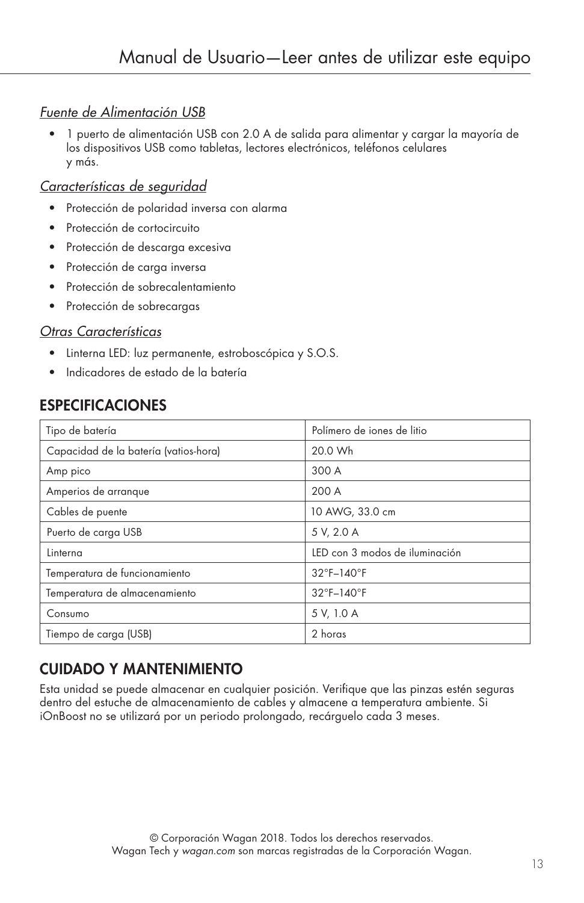*Fuente de Alimentación USB*

- 1 puerto de alimentación USB con 2.0 A de salida para alimentar y cargar la mayoría de los dispositivos USB como tabletas, lectores electrónicos, teléfonos celulares y más.

*Características de seguridad*

- Protección de polaridad inversa con alarma
- Protección de cortocircuito
- Protección de descarga excesiva
- Protección de carga inversa
- Protección de sobrecalentamiento
- Protección de sobrecargas

*Otras Características*

- Linterna LED: luz permanente, estroboscópica y S.O.S.
- Indicadores de estado de la batería

## ESPECIFICACIONES

| Tipo de batería | Polímero de iones de litio |
|---|---|
| Capacidad de la batería (vatios-hora) | 20.0 Wh |
| Amp pico | 300 A |
| Amperios de arranque | 200 A |
| Cables de puente | 10 AWG, 33.0 cm |
| Puerto de carga USB | 5 V, 2.0 A |
| Linterna | LED con 3 modos de iluminación |
| Temperatura de funcionamiento | 32°F–140°F |
| Temperatura de almacenamiento | 32°F–140°F |
| Consumo | 5 V, 1.0 A |
| Tiempo de carga (USB) | 2 horas |

## CUIDADO Y MANTENIMIENTO

Esta unidad se puede almacenar en cualquier posición. Verifique que las pinzas estén seguras dentro del estuche de almacenamiento de cables y almacene a temperatura ambiente. Si iOnBoost no se utilizará por un periodo prolongado, recárguelo cada 3 meses.

© Corporación Wagan 2018. Todos los derechos reservados.
Wagan Tech y *wagan.com* son marcas registradas de la Corporación Wagan.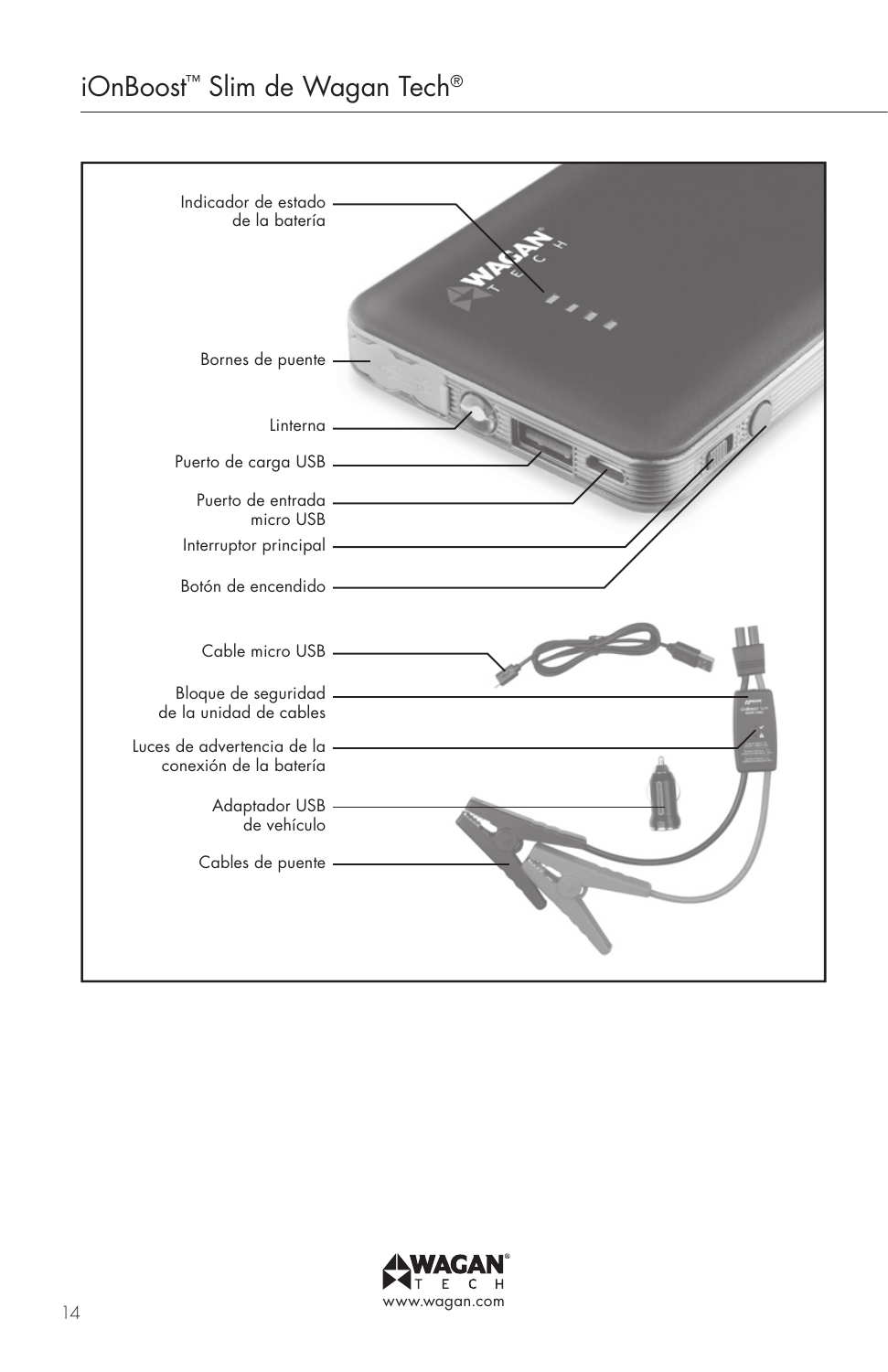# iOnBoost™ Slim de Wagan Tech®

Indicador de estado de la batería

Bornes de puente

Linterna

Puerto de carga USB

Puerto de entrada micro USB

Interruptor principal

Botón de encendido

Cable micro USB

Bloque de seguridad de la unidad de cables

Luces de advertencia de la conexión de la batería

Adaptador USB de vehículo

Cables de puente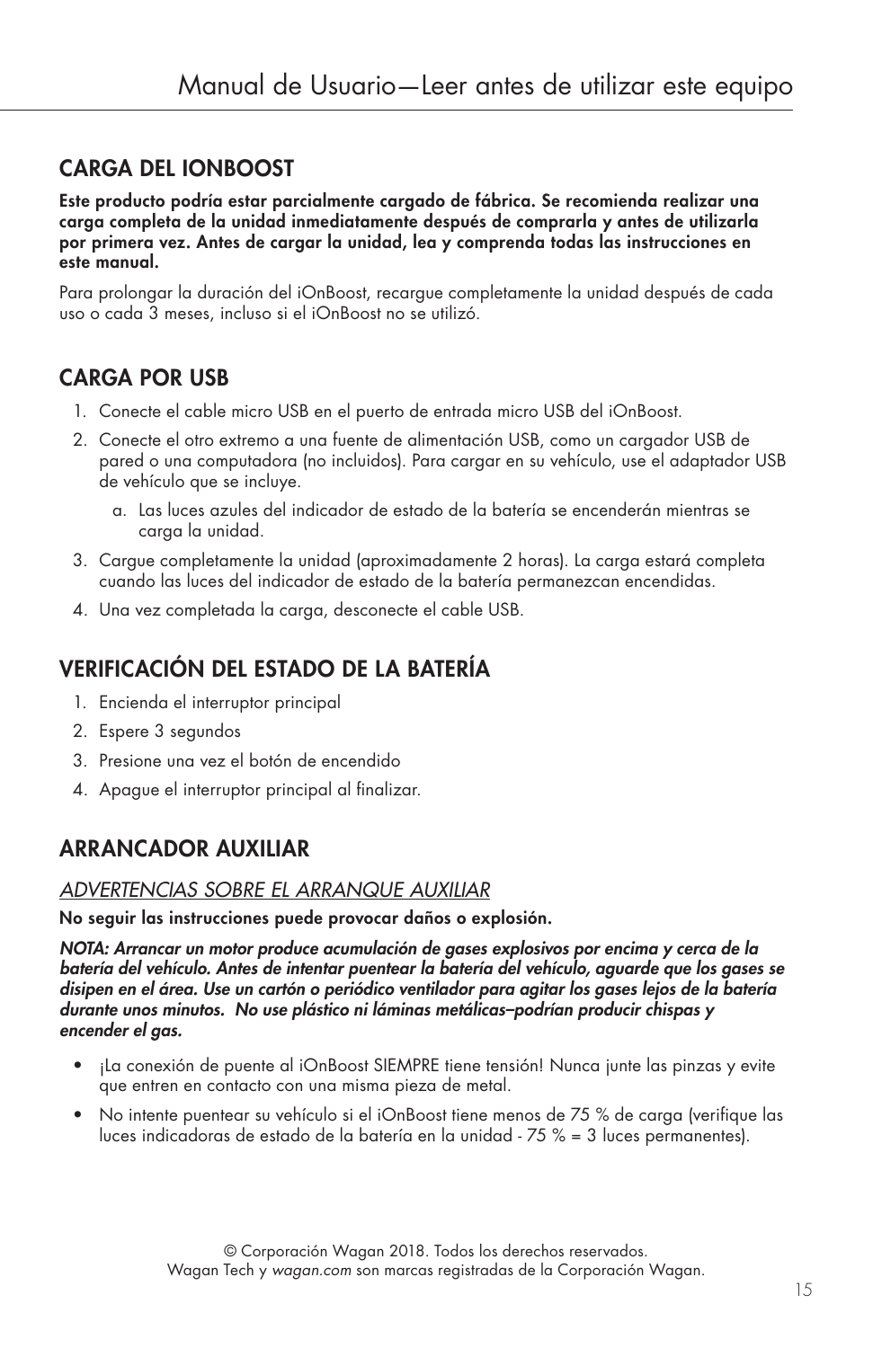## CARGA DEL IONBOOST

**Este producto podría estar parcialmente cargado de fábrica. Se recomienda realizar una carga completa de la unidad inmediatamente después de comprarla y antes de utilizarla por primera vez. Antes de cargar la unidad, lea y comprenda todas las instrucciones en este manual.**

Para prolongar la duración del iOnBoost, recargue completamente la unidad después de cada uso o cada 3 meses, incluso si el iOnBoost no se utilizó.

## CARGA POR USB

1. Conecte el cable micro USB en el puerto de entrada micro USB del iOnBoost.
2. Conecte el otro extremo a una fuente de alimentación USB, como un cargador USB de pared o una computadora (no incluidos). Para cargar en su vehículo, use el adaptador USB de vehículo que se incluye.
   a. Las luces azules del indicador de estado de la batería se encenderán mientras se carga la unidad.
3. Cargue completamente la unidad (aproximadamente 2 horas). La carga estará completa cuando las luces del indicador de estado de la batería permanezcan encendidas.
4. Una vez completada la carga, desconecte el cable USB.

## VERIFICACIÓN DEL ESTADO DE LA BATERÍA

1. Encienda el interruptor principal
2. Espere 3 segundos
3. Presione una vez el botón de encendido
4. Apague el interruptor principal al finalizar.

## ARRANCADOR AUXILIAR

### *ADVERTENCIAS SOBRE EL ARRANQUE AUXILIAR*

**No seguir las instrucciones puede provocar daños o explosión.**

***NOTA: Arrancar un motor produce acumulación de gases explosivos por encima y cerca de la batería del vehículo. Antes de intentar puentear la batería del vehículo, aguarde que los gases se disipen en el área. Use un cartón o periódico ventilador para agitar los gases lejos de la batería durante unos minutos. No use plástico ni láminas metálicas–podrían producir chispas y encender el gas.***

- ¡La conexión de puente al iOnBoost SIEMPRE tiene tensión! Nunca junte las pinzas y evite que entren en contacto con una misma pieza de metal.
- No intente puentear su vehículo si el iOnBoost tiene menos de 75 % de carga (verifique las luces indicadoras de estado de la batería en la unidad - 75 % = 3 luces permanentes).

© Corporación Wagan 2018. Todos los derechos reservados.
Wagan Tech y *wagan.com* son marcas registradas de la Corporación Wagan.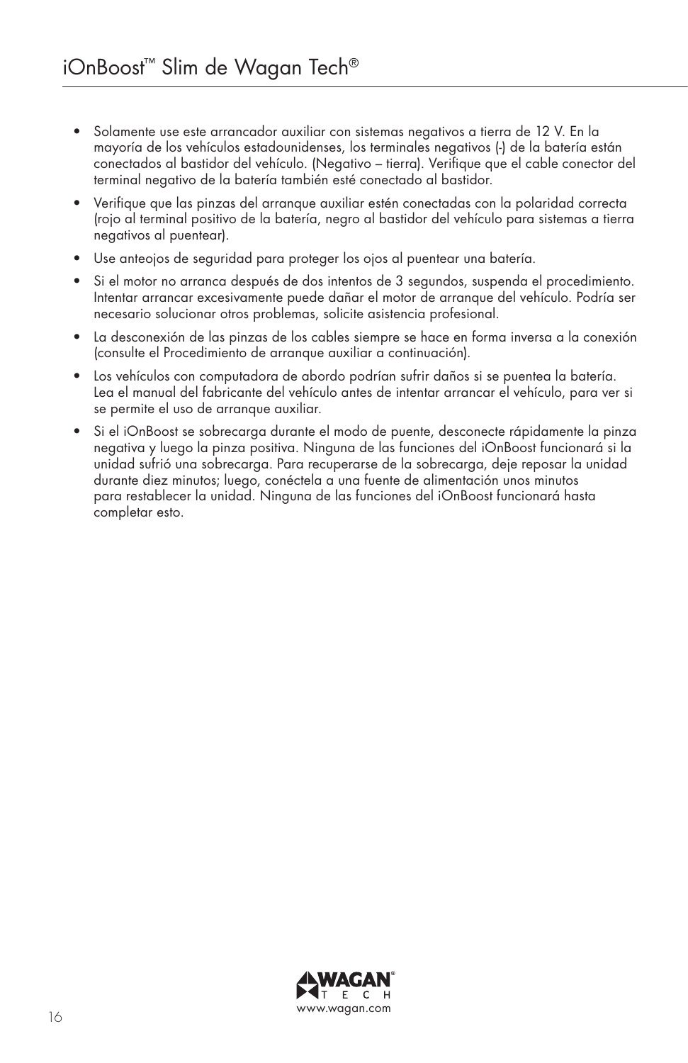- Solamente use este arrancador auxiliar con sistemas negativos a tierra de 12 V. En la mayoría de los vehículos estadounidenses, los terminales negativos (-) de la batería están conectados al bastidor del vehículo. (Negativo – tierra). Verifique que el cable conector del terminal negativo de la batería también esté conectado al bastidor.
- Verifique que las pinzas del arranque auxiliar estén conectadas con la polaridad correcta (rojo al terminal positivo de la batería, negro al bastidor del vehículo para sistemas a tierra negativos al puentear).
- Use anteojos de seguridad para proteger los ojos al puentear una batería.
- Si el motor no arranca después de dos intentos de 3 segundos, suspenda el procedimiento. Intentar arrancar excesivamente puede dañar el motor de arranque del vehículo. Podría ser necesario solucionar otros problemas, solicite asistencia profesional.
- La desconexión de las pinzas de los cables siempre se hace en forma inversa a la conexión (consulte el Procedimiento de arranque auxiliar a continuación).
- Los vehículos con computadora de abordo podrían sufrir daños si se puentea la batería. Lea el manual del fabricante del vehículo antes de intentar arrancar el vehículo, para ver si se permite el uso de arranque auxiliar.
- Si el iOnBoost se sobrecarga durante el modo de puente, desconecte rápidamente la pinza negativa y luego la pinza positiva. Ninguna de las funciones del iOnBoost funcionará si la unidad sufrió una sobrecarga. Para recuperarse de la sobrecarga, deje reposar la unidad durante diez minutos; luego, conéctela a una fuente de alimentación unos minutos para restablecer la unidad. Ninguna de las funciones del iOnBoost funcionará hasta completar esto.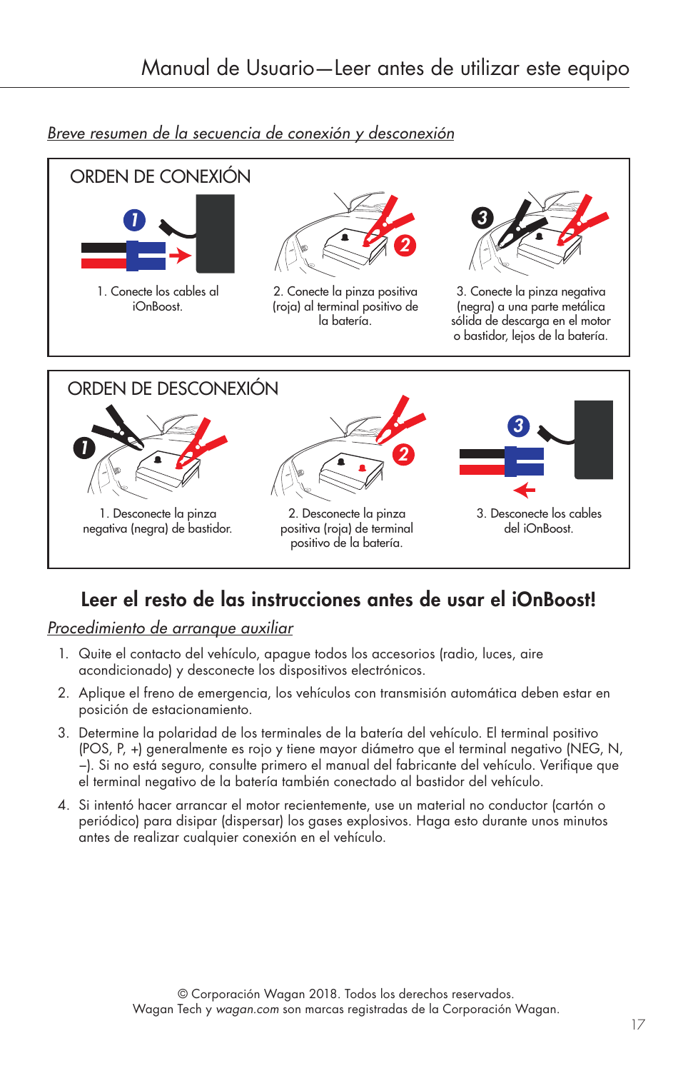*Breve resumen de la secuencia de conexión y desconexión*

## ORDEN DE CONEXIÓN

1. Conecte los cables al iOnBoost.
2. Conecte la pinza positiva (roja) al terminal positivo de la batería.
3. Conecte la pinza negativa (negra) a una parte metálica sólida de descarga en el motor o bastidor, lejos de la batería.

## ORDEN DE DESCONEXIÓN

1. Desconecte la pinza negativa (negra) de bastidor.
2. Desconecte la pinza positiva (roja) de terminal positivo de la batería.
3. Desconecte los cables del iOnBoost.

## Leer el resto de las instrucciones antes de usar el iOnBoost!

*Procedimiento de arranque auxiliar*

1. Quite el contacto del vehículo, apague todos los accesorios (radio, luces, aire acondicionado) y desconecte los dispositivos electrónicos.
2. Aplique el freno de emergencia, los vehículos con transmisión automática deben estar en posición de estacionamiento.
3. Determine la polaridad de los terminales de la batería del vehículo. El terminal positivo (POS, P, +) generalmente es rojo y tiene mayor diámetro que el terminal negativo (NEG, N, –). Si no está seguro, consulte primero el manual del fabricante del vehículo. Verifique que el terminal negativo de la batería también conectado al bastidor del vehículo.
4. Si intentó hacer arrancar el motor recientemente, use un material no conductor (cartón o periódico) para disipar (dispersar) los gases explosivos. Haga esto durante unos minutos antes de realizar cualquier conexión en el vehículo.

© Corporación Wagan 2018. Todos los derechos reservados.
Wagan Tech y *wagan.com* son marcas registradas de la Corporación Wagan.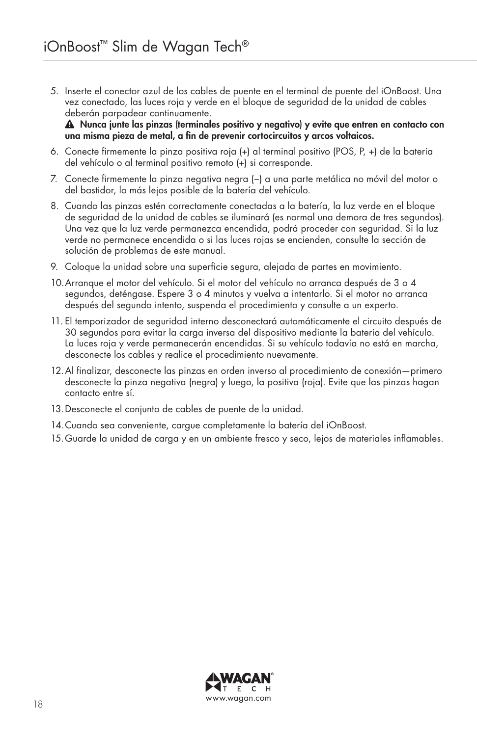5. Inserte el conector azul de los cables de puente en el terminal de puente del iOnBoost. Una vez conectado, las luces roja y verde en el bloque de seguridad de la unidad de cables deberán parpadear continuamente.
   ⚠ **Nunca junte las pinzas (terminales positivo y negativo) y evite que entren en contacto con una misma pieza de metal, a fin de prevenir cortocircuitos y arcos voltaicos.**
6. Conecte firmemente la pinza positiva roja (+) al terminal positivo (POS, P, +) de la batería del vehículo o al terminal positivo remoto (+) si corresponde.
7. Conecte firmemente la pinza negativa negra (–) a una parte metálica no móvil del motor o del bastidor, lo más lejos posible de la batería del vehículo.
8. Cuando las pinzas estén correctamente conectadas a la batería, la luz verde en el bloque de seguridad de la unidad de cables se iluminará (es normal una demora de tres segundos). Una vez que la luz verde permanezca encendida, podrá proceder con seguridad. Si la luz verde no permanece encendida o si las luces rojas se encienden, consulte la sección de solución de problemas de este manual.
9. Coloque la unidad sobre una superficie segura, alejada de partes en movimiento.
10. Arranque el motor del vehículo. Si el motor del vehículo no arranca después de 3 o 4 segundos, deténgase. Espere 3 o 4 minutos y vuelva a intentarlo. Si el motor no arranca después del segundo intento, suspenda el procedimiento y consulte a un experto.
11. El temporizador de seguridad interno desconectará automáticamente el circuito después de 30 segundos para evitar la carga inversa del dispositivo mediante la batería del vehículo. La luces roja y verde permanecerán encendidas. Si su vehículo todavía no está en marcha, desconecte los cables y realice el procedimiento nuevamente.
12. Al finalizar, desconecte las pinzas en orden inverso al procedimiento de conexión—primero desconecte la pinza negativa (negra) y luego, la positiva (roja). Evite que las pinzas hagan contacto entre sí.
13. Desconecte el conjunto de cables de puente de la unidad.
14. Cuando sea conveniente, cargue completamente la batería del iOnBoost.
15. Guarde la unidad de carga y en un ambiente fresco y seco, lejos de materiales inflamables.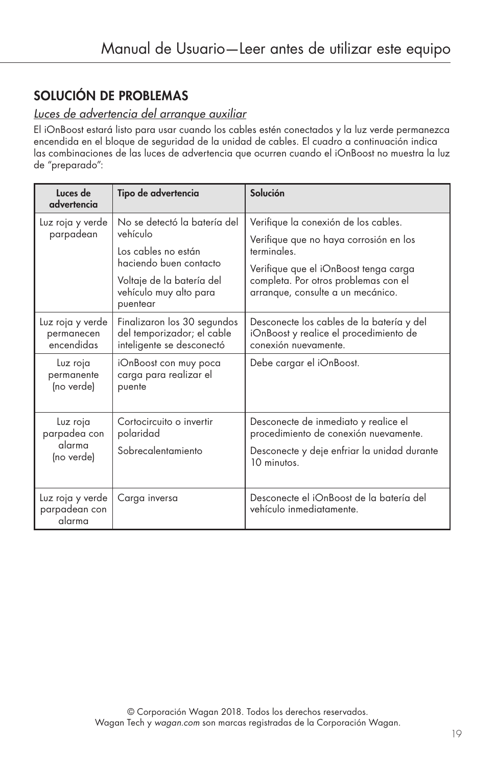## SOLUCIÓN DE PROBLEMAS

*Luces de advertencia del arranque auxiliar*

El iOnBoost estará listo para usar cuando los cables estén conectados y la luz verde permanezca encendida en el bloque de seguridad de la unidad de cables. El cuadro a continuación indica las combinaciones de las luces de advertencia que ocurren cuando el iOnBoost no muestra la luz de "preparado":

| Luces de advertencia | Tipo de advertencia | Solución |
|---|---|---|
| Luz roja y verde parpadean | No se detectó la batería del vehículo<br>Los cables no están haciendo buen contacto<br>Voltaje de la batería del vehículo muy alto para puentear | Verifique la conexión de los cables.<br>Verifique que no haya corrosión en los terminales.<br>Verifique que el iOnBoost tenga carga completa. Por otros problemas con el arranque, consulte a un mecánico. |
| Luz roja y verde permanecen encendidas | Finalizaron los 30 segundos del temporizador; el cable inteligente se desconectó | Desconecte los cables de la batería y del iOnBoost y realice el procedimiento de conexión nuevamente. |
| Luz roja permanente (no verde) | iOnBoost con muy poca carga para realizar el puente | Debe cargar el iOnBoost. |
| Luz roja parpadea con alarma (no verde) | Cortocircuito o invertir polaridad<br>Sobrecalentamiento | Desconecte de inmediato y realice el procedimiento de conexión nuevamente.<br>Desconecte y deje enfriar la unidad durante 10 minutos. |
| Luz roja y verde parpadean con alarma | Carga inversa | Desconecte el iOnBoost de la batería del vehículo inmediatamente. |

© Corporación Wagan 2018. Todos los derechos reservados.
Wagan Tech y *wagan.com* son marcas registradas de la Corporación Wagan.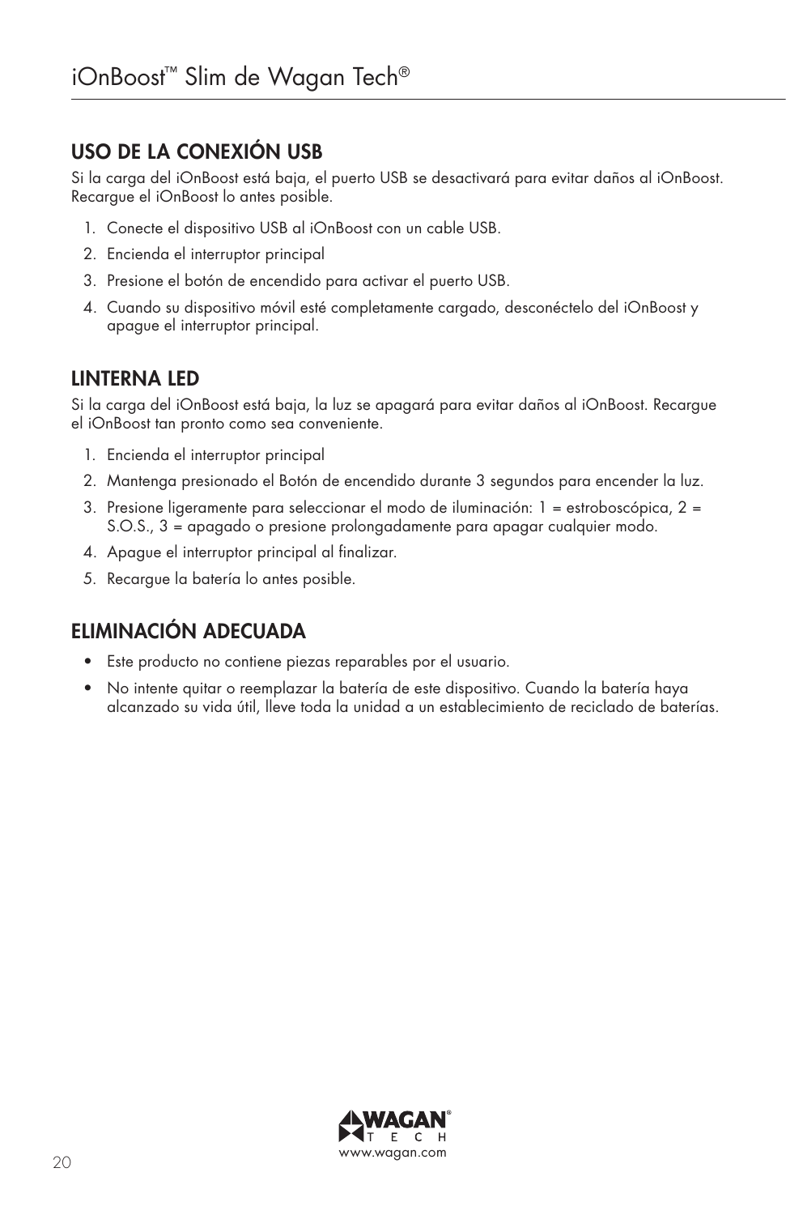## USO DE LA CONEXIÓN USB

Si la carga del iOnBoost está baja, el puerto USB se desactivará para evitar daños al iOnBoost. Recargue el iOnBoost lo antes posible.

1. Conecte el dispositivo USB al iOnBoost con un cable USB.
2. Encienda el interruptor principal
3. Presione el botón de encendido para activar el puerto USB.
4. Cuando su dispositivo móvil esté completamente cargado, desconéctelo del iOnBoost y apague el interruptor principal.

## LINTERNA LED

Si la carga del iOnBoost está baja, la luz se apagará para evitar daños al iOnBoost. Recargue el iOnBoost tan pronto como sea conveniente.

1. Encienda el interruptor principal
2. Mantenga presionado el Botón de encendido durante 3 segundos para encender la luz.
3. Presione ligeramente para seleccionar el modo de iluminación: 1 = estroboscópica, 2 = S.O.S., 3 = apagado o presione prolongadamente para apagar cualquier modo.
4. Apague el interruptor principal al finalizar.
5. Recargue la batería lo antes posible.

## ELIMINACIÓN ADECUADA

- Este producto no contiene piezas reparables por el usuario.
- No intente quitar o reemplazar la batería de este dispositivo. Cuando la batería haya alcanzado su vida útil, lleve toda la unidad a un establecimiento de reciclado de baterías.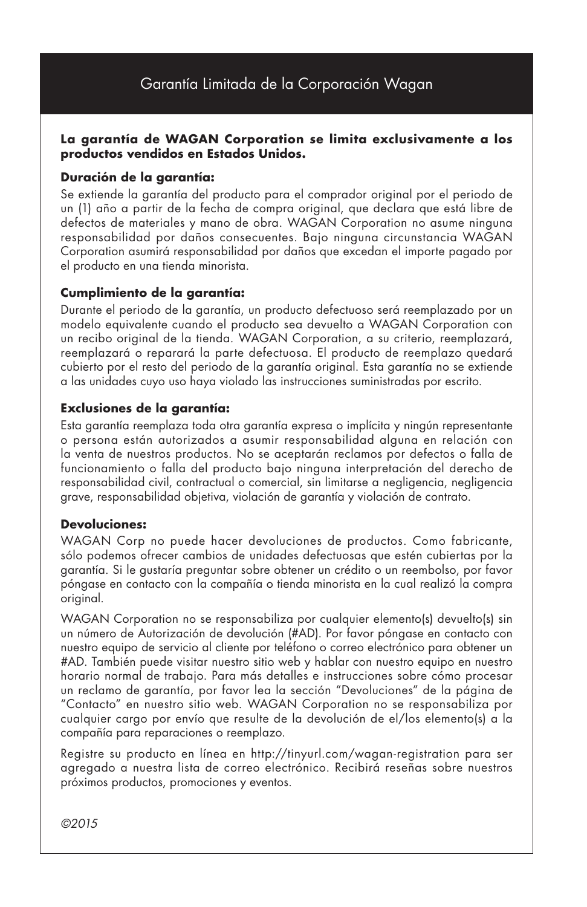# Garantía Limitada de la Corporación Wagan

**La garantía de WAGAN Corporation se limita exclusivamente a los productos vendidos en Estados Unidos.**

**Duración de la garantía:**
Se extiende la garantía del producto para el comprador original por el periodo de un (1) año a partir de la fecha de compra original, que declara que está libre de defectos de materiales y mano de obra. WAGAN Corporation no asume ninguna responsabilidad por daños consecuentes. Bajo ninguna circunstancia WAGAN Corporation asumirá responsabilidad por daños que excedan el importe pagado por el producto en una tienda minorista.

**Cumplimiento de la garantía:**
Durante el periodo de la garantía, un producto defectuoso será reemplazado por un modelo equivalente cuando el producto sea devuelto a WAGAN Corporation con un recibo original de la tienda. WAGAN Corporation, a su criterio, reemplazará, reemplazará o reparará la parte defectuosa. El producto de reemplazo quedará cubierto por el resto del periodo de la garantía original. Esta garantía no se extiende a las unidades cuyo uso haya violado las instrucciones suministradas por escrito.

**Exclusiones de la garantía:**
Esta garantía reemplaza toda otra garantía expresa o implícita y ningún representante o persona están autorizados a asumir responsabilidad alguna en relación con la venta de nuestros productos. No se aceptarán reclamos por defectos o falla de funcionamiento o falla del producto bajo ninguna interpretación del derecho de responsabilidad civil, contractual o comercial, sin limitarse a negligencia, negligencia grave, responsabilidad objetiva, violación de garantía y violación de contrato.

**Devoluciones:**
WAGAN Corp no puede hacer devoluciones de productos. Como fabricante, sólo podemos ofrecer cambios de unidades defectuosas que estén cubiertas por la garantía. Si le gustaría preguntar sobre obtener un crédito o un reembolso, por favor póngase en contacto con la compañía o tienda minorista en la cual realizó la compra original.

WAGAN Corporation no se responsabiliza por cualquier elemento(s) devuelto(s) sin un número de Autorización de devolución (#AD). Por favor póngase en contacto con nuestro equipo de servicio al cliente por teléfono o correo electrónico para obtener un #AD. También puede visitar nuestro sitio web y hablar con nuestro equipo en nuestro horario normal de trabajo. Para más detalles e instrucciones sobre cómo procesar un reclamo de garantía, por favor lea la sección "Devoluciones" de la página de "Contacto" en nuestro sitio web. WAGAN Corporation no se responsabiliza por cualquier cargo por envío que resulte de la devolución de el/los elemento(s) a la compañía para reparaciones o reemplazo.

Registre su producto en línea en http://tinyurl.com/wagan-registration para ser agregado a nuestra lista de correo electrónico. Recibirá reseñas sobre nuestros próximos productos, promociones y eventos.

*©2015*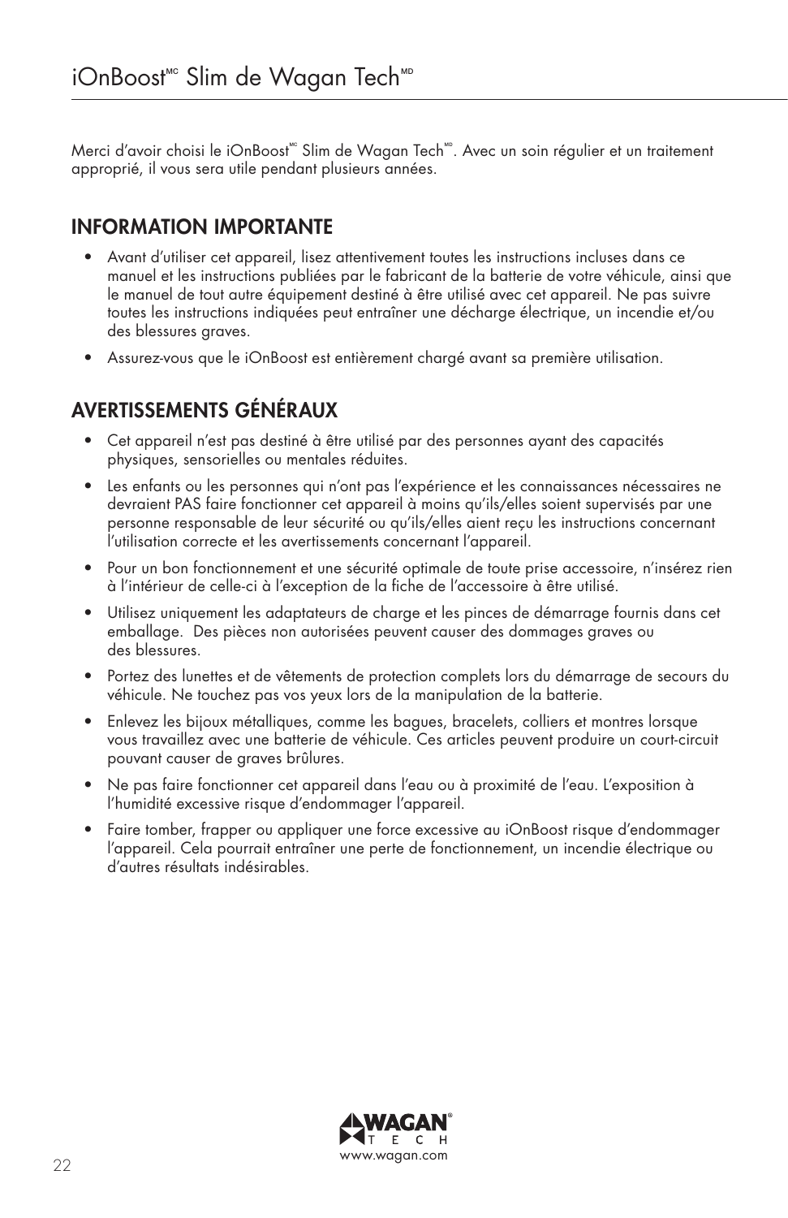# iOnBoost[MC] Slim de Wagan Tech[MD]

Merci d'avoir choisi le iOnBoost[MC] Slim de Wagan Tech[MD]. Avec un soin régulier et un traitement approprié, il vous sera utile pendant plusieurs années.

## INFORMATION IMPORTANTE

- Avant d'utiliser cet appareil, lisez attentivement toutes les instructions incluses dans ce manuel et les instructions publiées par le fabricant de la batterie de votre véhicule, ainsi que le manuel de tout autre équipement destiné à être utilisé avec cet appareil. Ne pas suivre toutes les instructions indiquées peut entraîner une décharge électrique, un incendie et/ou des blessures graves.
- Assurez-vous que le iOnBoost est entièrement chargé avant sa première utilisation.

## AVERTISSEMENTS GÉNÉRAUX

- Cet appareil n'est pas destiné à être utilisé par des personnes ayant des capacités physiques, sensorielles ou mentales réduites.
- Les enfants ou les personnes qui n'ont pas l'expérience et les connaissances nécessaires ne devraient PAS faire fonctionner cet appareil à moins qu'ils/elles soient supervisés par une personne responsable de leur sécurité ou qu'ils/elles aient reçu les instructions concernant l'utilisation correcte et les avertissements concernant l'appareil.
- Pour un bon fonctionnement et une sécurité optimale de toute prise accessoire, n'insérez rien à l'intérieur de celle-ci à l'exception de la fiche de l'accessoire à être utilisé.
- Utilisez uniquement les adaptateurs de charge et les pinces de démarrage fournis dans cet emballage. Des pièces non autorisées peuvent causer des dommages graves ou des blessures.
- Portez des lunettes et de vêtements de protection complets lors du démarrage de secours du véhicule. Ne touchez pas vos yeux lors de la manipulation de la batterie.
- Enlevez les bijoux métalliques, comme les bagues, bracelets, colliers et montres lorsque vous travaillez avec une batterie de véhicule. Ces articles peuvent produire un court-circuit pouvant causer de graves brûlures.
- Ne pas faire fonctionner cet appareil dans l'eau ou à proximité de l'eau. L'exposition à l'humidité excessive risque d'endommager l'appareil.
- Faire tomber, frapper ou appliquer une force excessive au iOnBoost risque d'endommager l'appareil. Cela pourrait entraîner une perte de fonctionnement, un incendie électrique ou d'autres résultats indésirables.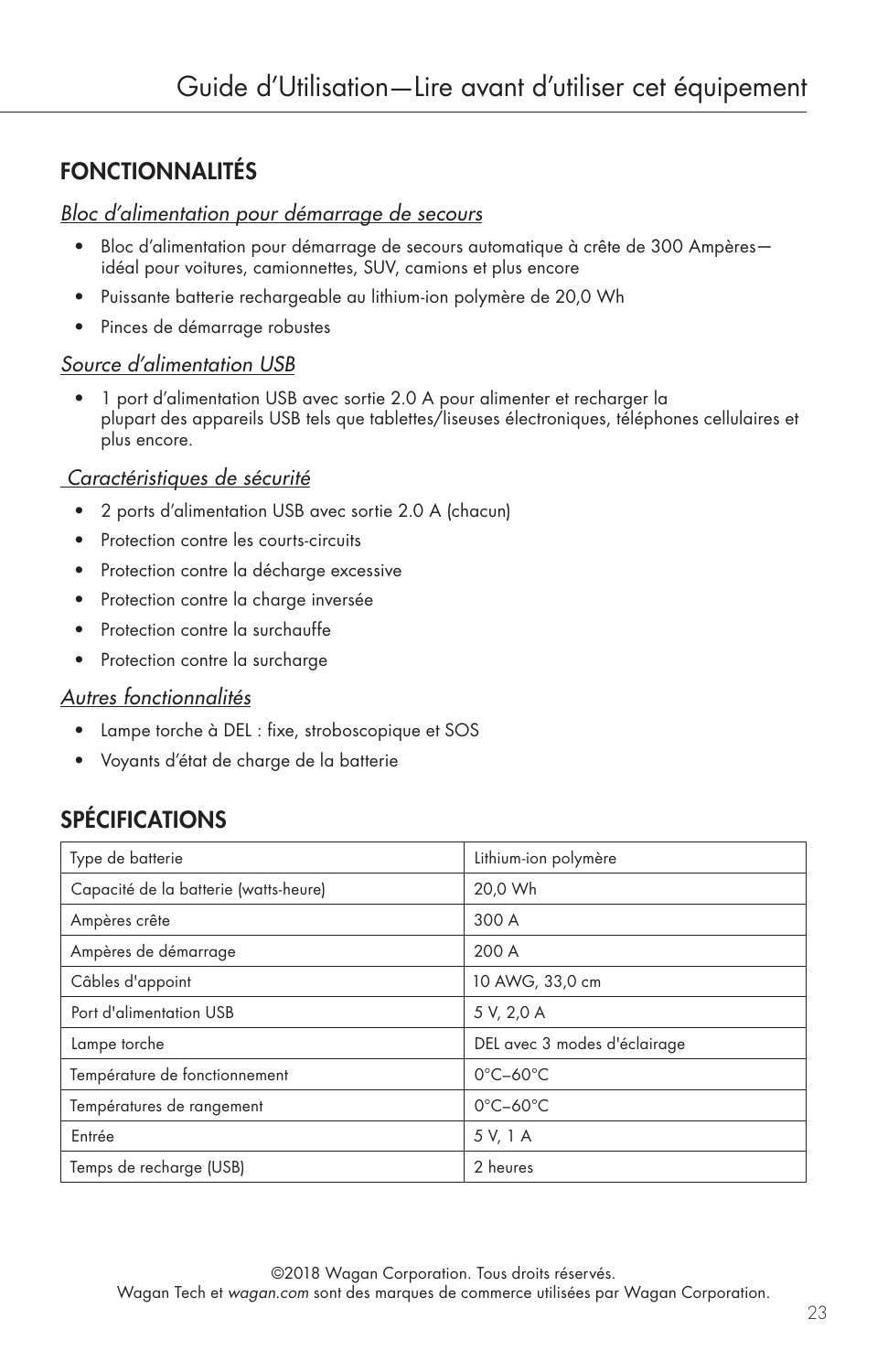# Guide d'Utilisation—Lire avant d'utiliser cet équipement

## FONCTIONNALITÉS

*Bloc d'alimentation pour démarrage de secours*

- Bloc d'alimentation pour démarrage de secours automatique à crête de 300 Ampères—idéal pour voitures, camionnettes, SUV, camions et plus encore
- Puissante batterie rechargeable au lithium-ion polymère de 20,0 Wh
- Pinces de démarrage robustes

*Source d'alimentation USB*

- 1 port d'alimentation USB avec sortie 2.0 A pour alimenter et recharger la plupart des appareils USB tels que tablettes/liseuses électroniques, téléphones cellulaires et plus encore.

*Caractéristiques de sécurité*

- 2 ports d'alimentation USB avec sortie 2.0 A (chacun)
- Protection contre les courts-circuits
- Protection contre la décharge excessive
- Protection contre la charge inversée
- Protection contre la surchauffe
- Protection contre la surcharge

*Autres fonctionnalités*

- Lampe torche à DEL : fixe, stroboscopique et SOS
- Voyants d'état de charge de la batterie

## SPÉCIFICATIONS

| | |
|---|---|
| Type de batterie | Lithium-ion polymère |
| Capacité de la batterie (watts-heure) | 20,0 Wh |
| Ampères crête | 300 A |
| Ampères de démarrage | 200 A |
| Câbles d'appoint | 10 AWG, 33,0 cm |
| Port d'alimentation USB | 5 V, 2,0 A |
| Lampe torche | DEL avec 3 modes d'éclairage |
| Température de fonctionnement | 0°C–60°C |
| Températures de rangement | 0°C–60°C |
| Entrée | 5 V, 1 A |
| Temps de recharge (USB) | 2 heures |

©2018 Wagan Corporation. Tous droits réservés.
Wagan Tech et *wagan.com* sont des marques de commerce utilisées par Wagan Corporation.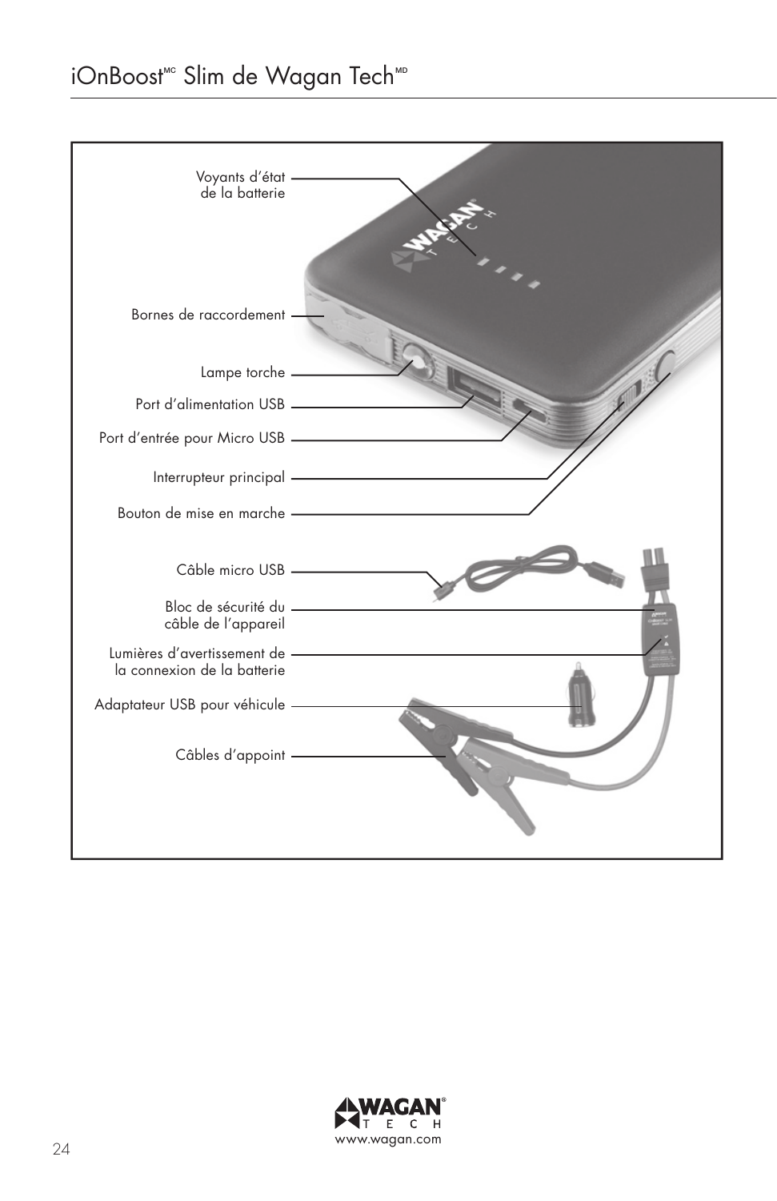# iOnBoost[MC] Slim de Wagan Tech[MD]

Voyants d'état de la batterie

Bornes de raccordement

Lampe torche

Port d'alimentation USB

Port d'entrée pour Micro USB

Interrupteur principal

Bouton de mise en marche

Câble micro USB

Bloc de sécurité du câble de l'appareil

Lumières d'avertissement de la connexion de la batterie

Adaptateur USB pour véhicule

Câbles d'appoint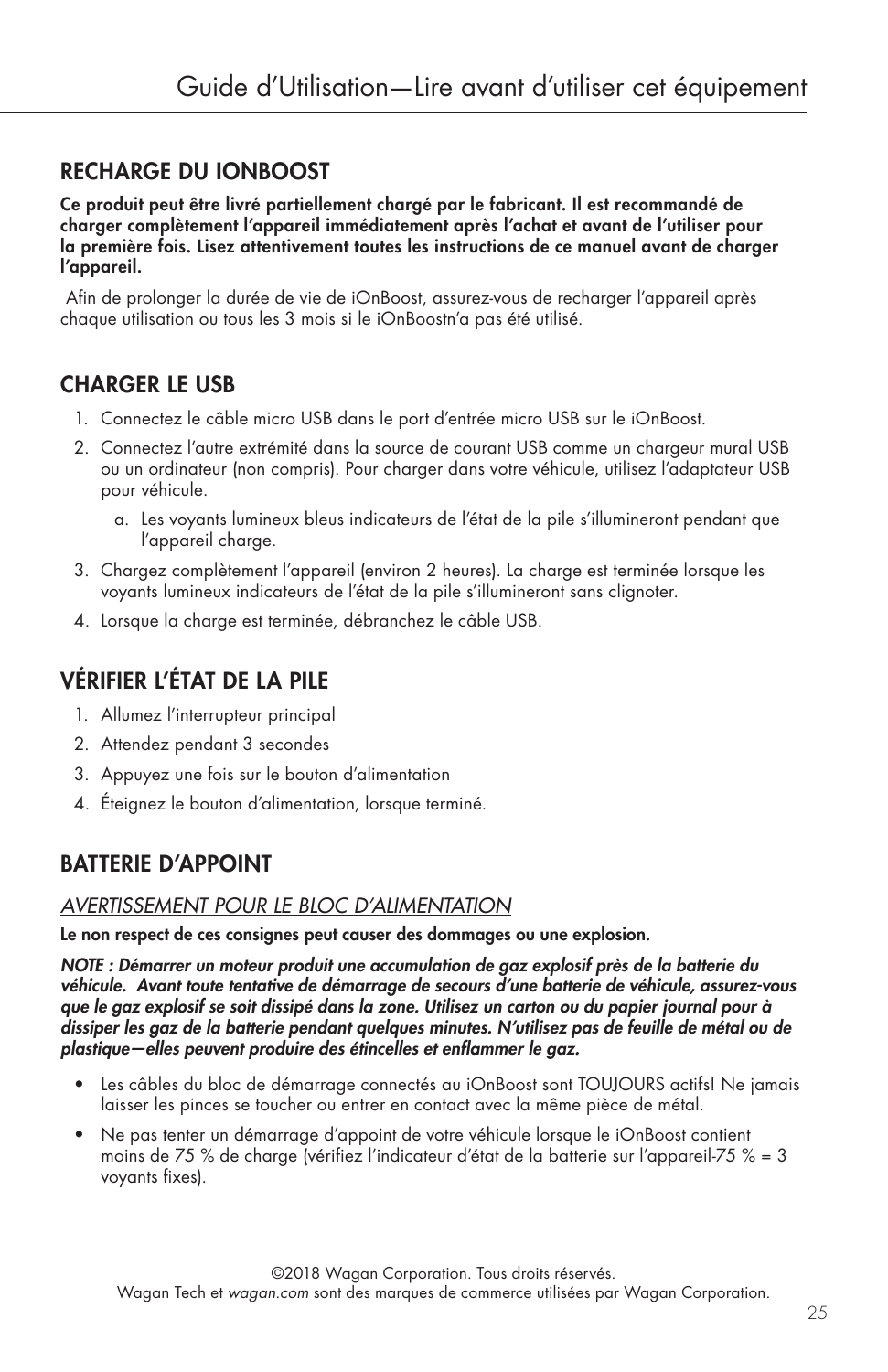# Guide d'Utilisation—Lire avant d'utiliser cet équipement

## RECHARGE DU IONBOOST

**Ce produit peut être livré partiellement chargé par le fabricant. Il est recommandé de charger complètement l'appareil immédiatement après l'achat et avant de l'utiliser pour la première fois. Lisez attentivement toutes les instructions de ce manuel avant de charger l'appareil.**

Afin de prolonger la durée de vie de iOnBoost, assurez-vous de recharger l'appareil après chaque utilisation ou tous les 3 mois si le iOnBoostn'a pas été utilisé.

## CHARGER LE USB

1. Connectez le câble micro USB dans le port d'entrée micro USB sur le iOnBoost.
2. Connectez l'autre extrémité dans la source de courant USB comme un chargeur mural USB ou un ordinateur (non compris). Pour charger dans votre véhicule, utilisez l'adaptateur USB pour véhicule.
   a. Les voyants lumineux bleus indicateurs de l'état de la pile s'illumineront pendant que l'appareil charge.
3. Chargez complètement l'appareil (environ 2 heures). La charge est terminée lorsque les voyants lumineux indicateurs de l'état de la pile s'illumineront sans clignoter.
4. Lorsque la charge est terminée, débranchez le câble USB.

## VÉRIFIER L'ÉTAT DE LA PILE

1. Allumez l'interrupteur principal
2. Attendez pendant 3 secondes
3. Appuyez une fois sur le bouton d'alimentation
4. Éteignez le bouton d'alimentation, lorsque terminé.

## BATTERIE D'APPOINT

*AVERTISSEMENT POUR LE BLOC D'ALIMENTATION*

**Le non respect de ces consignes peut causer des dommages ou une explosion.**

***NOTE : Démarrer un moteur produit une accumulation de gaz explosif près de la batterie du véhicule. Avant toute tentative de démarrage de secours d'une batterie de véhicule, assurez-vous que le gaz explosif se soit dissipé dans la zone. Utilisez un carton ou du papier journal pour à dissiper les gaz de la batterie pendant quelques minutes. N'utilisez pas de feuille de métal ou de plastique—elles peuvent produire des étincelles et enflammer le gaz.***

- Les câbles du bloc de démarrage connectés au iOnBoost sont TOUJOURS actifs! Ne jamais laisser les pinces se toucher ou entrer en contact avec la même pièce de métal.
- Ne pas tenter un démarrage d'appoint de votre véhicule lorsque le iOnBoost contient moins de 75 % de charge (vérifiez l'indicateur d'état de la batterie sur l'appareil-75 % = 3 voyants fixes).

©2018 Wagan Corporation. Tous droits réservés.
Wagan Tech et *wagan.com* sont des marques de commerce utilisées par Wagan Corporation.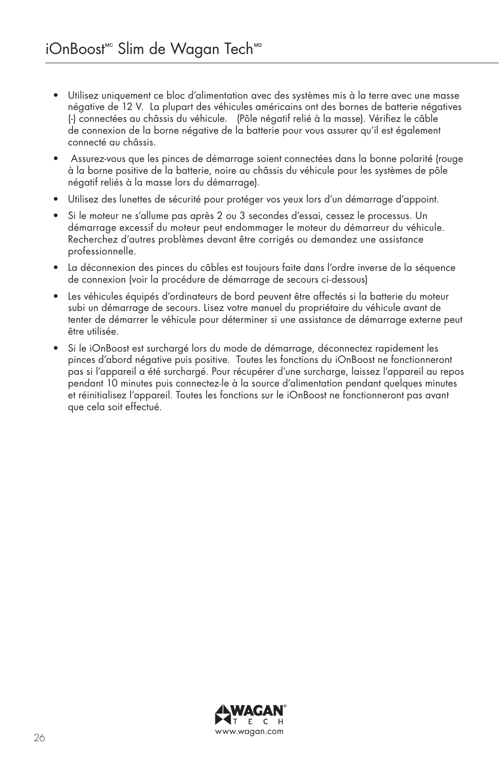- Utilisez uniquement ce bloc d'alimentation avec des systèmes mis à la terre avec une masse négative de 12 V. La plupart des véhicules américains ont des bornes de batterie négatives (-) connectées au châssis du véhicule. (Pôle négatif relié à la masse). Vérifiez le câble de connexion de la borne négative de la batterie pour vous assurer qu'il est également connecté au châssis.
- Assurez-vous que les pinces de démarrage soient connectées dans la bonne polarité (rouge à la borne positive de la batterie, noire au châssis du véhicule pour les systèmes de pôle négatif reliés à la masse lors du démarrage).
- Utilisez des lunettes de sécurité pour protéger vos yeux lors d'un démarrage d'appoint.
- Si le moteur ne s'allume pas après 2 ou 3 secondes d'essai, cessez le processus. Un démarrage excessif du moteur peut endommager le moteur du démarreur du véhicule. Recherchez d'autres problèmes devant être corrigés ou demandez une assistance professionnelle.
- La déconnexion des pinces du câbles est toujours faite dans l'ordre inverse de la séquence de connexion (voir la procédure de démarrage de secours ci-dessous)
- Les véhicules équipés d'ordinateurs de bord peuvent être affectés si la batterie du moteur subi un démarrage de secours. Lisez votre manuel du propriétaire du véhicule avant de tenter de démarrer le véhicule pour déterminer si une assistance de démarrage externe peut être utilisée.
- Si le iOnBoost est surchargé lors du mode de démarrage, déconnectez rapidement les pinces d'abord négative puis positive. Toutes les fonctions du iOnBoost ne fonctionneront pas si l'appareil a été surchargé. Pour récupérer d'une surcharge, laissez l'appareil au repos pendant 10 minutes puis connectez-le à la source d'alimentation pendant quelques minutes et réinitialisez l'appareil. Toutes les fonctions sur le iOnBoost ne fonctionneront pas avant que cela soit effectué.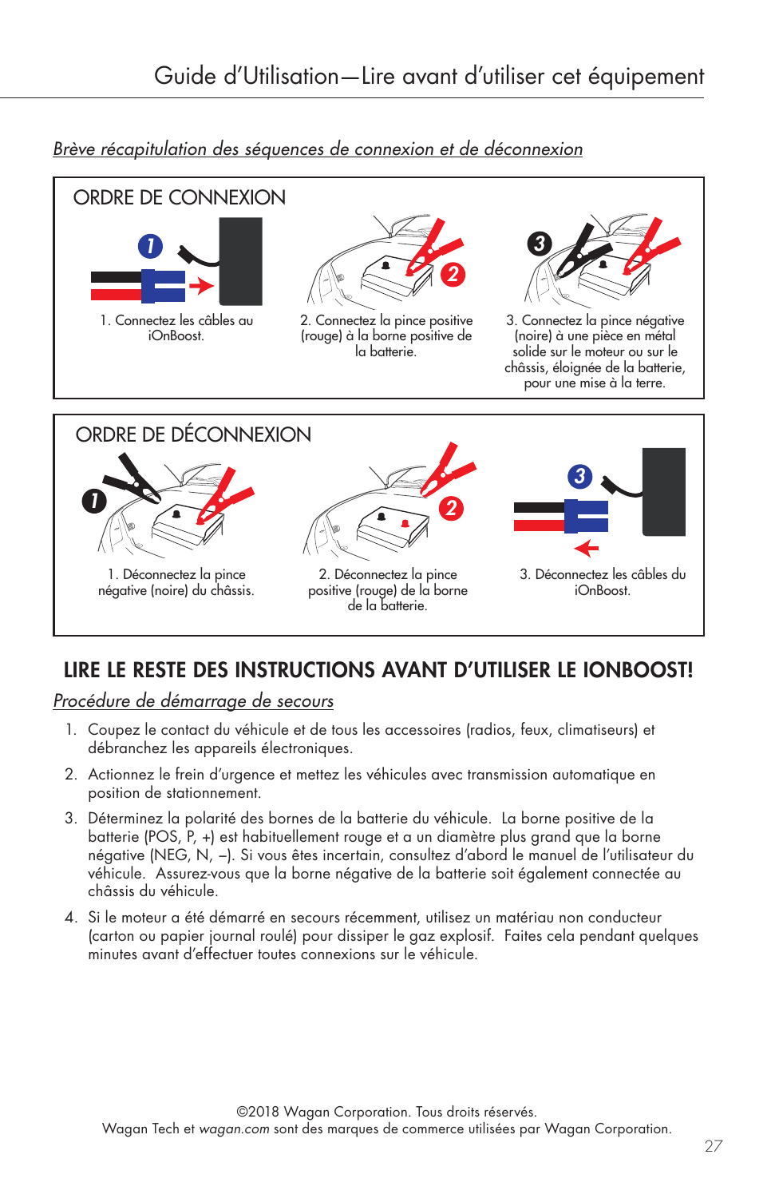*Brève récapitulation des séquences de connexion et de déconnexion*

## ORDRE DE CONNEXION

1. Connectez les câbles au iOnBoost.

2. Connectez la pince positive (rouge) à la borne positive de la batterie.

3. Connectez la pince négative (noire) à une pièce en métal solide sur le moteur ou sur le châssis, éloignée de la batterie, pour une mise à la terre.

## ORDRE DE DÉCONNEXION

1. Déconnectez la pince négative (noire) du châssis.

2. Déconnectez la pince positive (rouge) de la borne de la batterie.

3. Déconnectez les câbles du iOnBoost.

## LIRE LE RESTE DES INSTRUCTIONS AVANT D'UTILISER LE IONBOOST!

*Procédure de démarrage de secours*

1. Coupez le contact du véhicule et de tous les accessoires (radios, feux, climatiseurs) et débranchez les appareils électroniques.
2. Actionnez le frein d'urgence et mettez les véhicules avec transmission automatique en position de stationnement.
3. Déterminez la polarité des bornes de la batterie du véhicule. La borne positive de la batterie (POS, P, +) est habituellement rouge et a un diamètre plus grand que la borne négative (NEG, N, –). Si vous êtes incertain, consultez d'abord le manuel de l'utilisateur du véhicule. Assurez-vous que la borne négative de la batterie soit également connectée au châssis du véhicule.
4. Si le moteur a été démarré en secours récemment, utilisez un matériau non conducteur (carton ou papier journal roulé) pour dissiper le gaz explosif. Faites cela pendant quelques minutes avant d'effectuer toutes connexions sur le véhicule.

©2018 Wagan Corporation. Tous droits réservés.
Wagan Tech et *wagan.com* sont des marques de commerce utilisées par Wagan Corporation.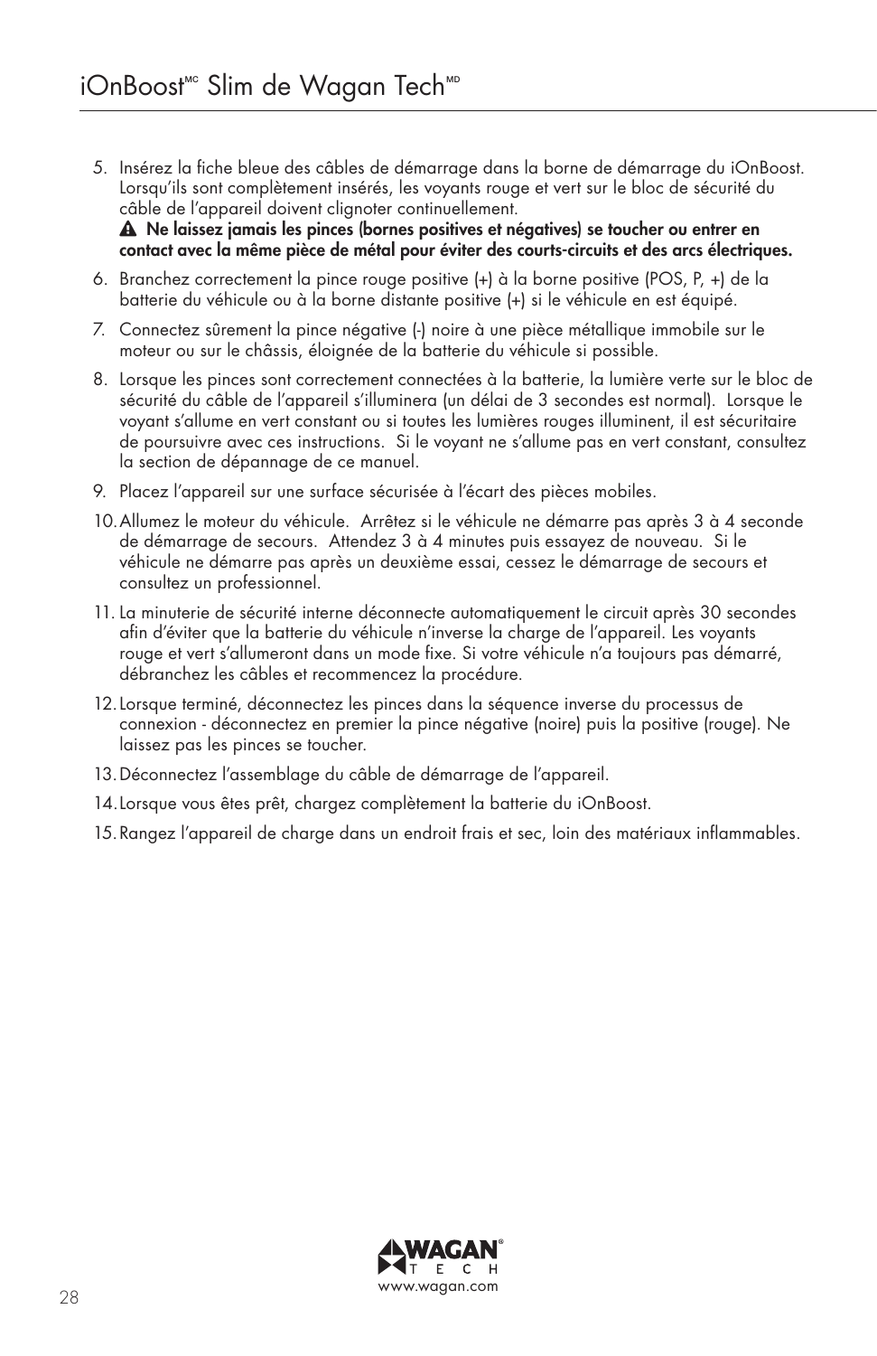5. Insérez la fiche bleue des câbles de démarrage dans la borne de démarrage du iOnBoost. Lorsqu'ils sont complètement insérés, les voyants rouge et vert sur le bloc de sécurité du câble de l'appareil doivent clignoter continuellement.
   **⚠ Ne laissez jamais les pinces (bornes positives et négatives) se toucher ou entrer en contact avec la même pièce de métal pour éviter des courts-circuits et des arcs électriques.**
6. Branchez correctement la pince rouge positive (+) à la borne positive (POS, P, +) de la batterie du véhicule ou à la borne distante positive (+) si le véhicule en est équipé.
7. Connectez sûrement la pince négative (-) noire à une pièce métallique immobile sur le moteur ou sur le châssis, éloignée de la batterie du véhicule si possible.
8. Lorsque les pinces sont correctement connectées à la batterie, la lumière verte sur le bloc de sécurité du câble de l'appareil s'illuminera (un délai de 3 secondes est normal). Lorsque le voyant s'allume en vert constant ou si toutes les lumières rouges illuminent, il est sécuritaire de poursuivre avec ces instructions. Si le voyant ne s'allume pas en vert constant, consultez la section de dépannage de ce manuel.
9. Placez l'appareil sur une surface sécurisée à l'écart des pièces mobiles.
10. Allumez le moteur du véhicule. Arrêtez si le véhicule ne démarre pas après 3 à 4 seconde de démarrage de secours. Attendez 3 à 4 minutes puis essayez de nouveau. Si le véhicule ne démarre pas après un deuxième essai, cessez le démarrage de secours et consultez un professionnel.
11. La minuterie de sécurité interne déconnecte automatiquement le circuit après 30 secondes afin d'éviter que la batterie du véhicule n'inverse la charge de l'appareil. Les voyants rouge et vert s'allumeront dans un mode fixe. Si votre véhicule n'a toujours pas démarré, débranchez les câbles et recommencez la procédure.
12. Lorsque terminé, déconnectez les pinces dans la séquence inverse du processus de connexion - déconnectez en premier la pince négative (noire) puis la positive (rouge). Ne laissez pas les pinces se toucher.
13. Déconnectez l'assemblage du câble de démarrage de l'appareil.
14. Lorsque vous êtes prêt, chargez complètement la batterie du iOnBoost.
15. Rangez l'appareil de charge dans un endroit frais et sec, loin des matériaux inflammables.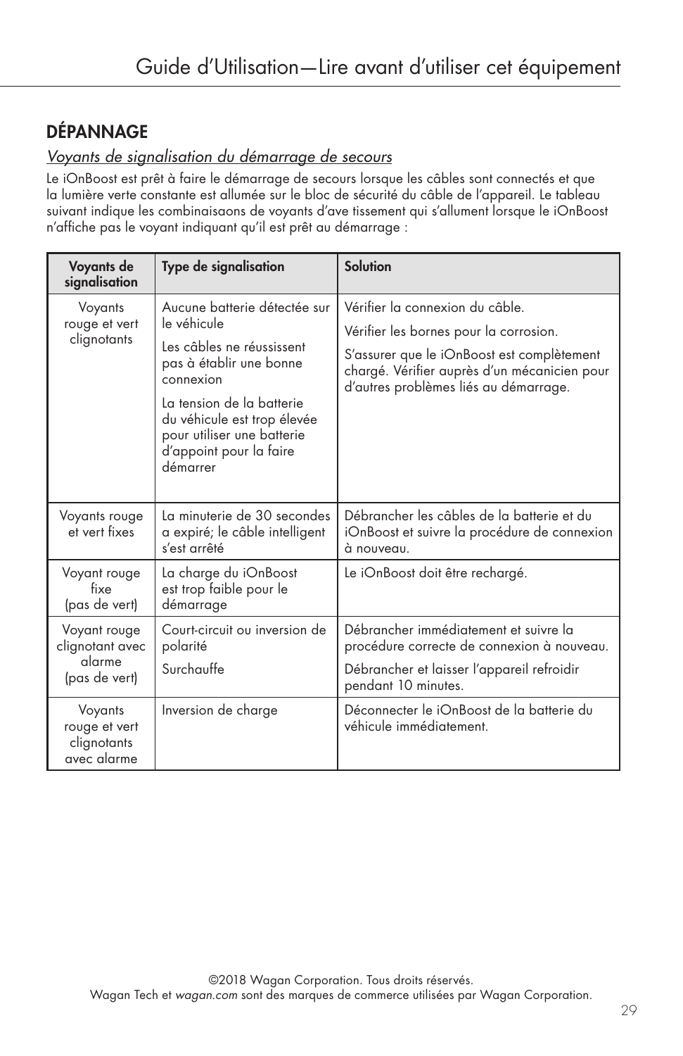## DÉPANNAGE

*Voyants de signalisation du démarrage de secours*

Le iOnBoost est prêt à faire le démarrage de secours lorsque les câbles sont connectés et que la lumière verte constante est allumée sur le bloc de sécurité du câble de l'appareil. Le tableau suivant indique les combinaisaons de voyants d'ave tissement qui s'allument lorsque le iOnBoost n'affiche pas le voyant indiquant qu'il est prêt au démarrage :

| Voyants de signalisation | Type de signalisation | Solution |
|---|---|---|
| Voyants rouge et vert clignotants | Aucune batterie détectée sur le véhicule<br><br>Les câbles ne réussissent pas à établir une bonne connexion<br><br>La tension de la batterie du véhicule est trop élevée pour utiliser une batterie d'appoint pour la faire démarrer | Vérifier la connexion du câble.<br><br>Vérifier les bornes pour la corrosion.<br><br>S'assurer que le iOnBoost est complètement chargé. Vérifier auprès d'un mécanicien pour d'autres problèmes liés au démarrage. |
| Voyants rouge et vert fixes | La minuterie de 30 secondes a expiré; le câble intelligent s'est arrêté | Débrancher les câbles de la batterie et du iOnBoost et suivre la procédure de connexion à nouveau. |
| Voyant rouge fixe (pas de vert) | La charge du iOnBoost est trop faible pour le démarrage | Le iOnBoost doit être rechargé. |
| Voyant rouge clignotant avec alarme (pas de vert) | Court-circuit ou inversion de polarité<br><br>Surchauffe | Débrancher immédiatement et suivre la procédure correcte de connexion à nouveau.<br><br>Débrancher et laisser l'appareil refroidir pendant 10 minutes. |
| Voyants rouge et vert clignotants avec alarme | Inversion de charge | Déconnecter le iOnBoost de la batterie du véhicule immédiatement. |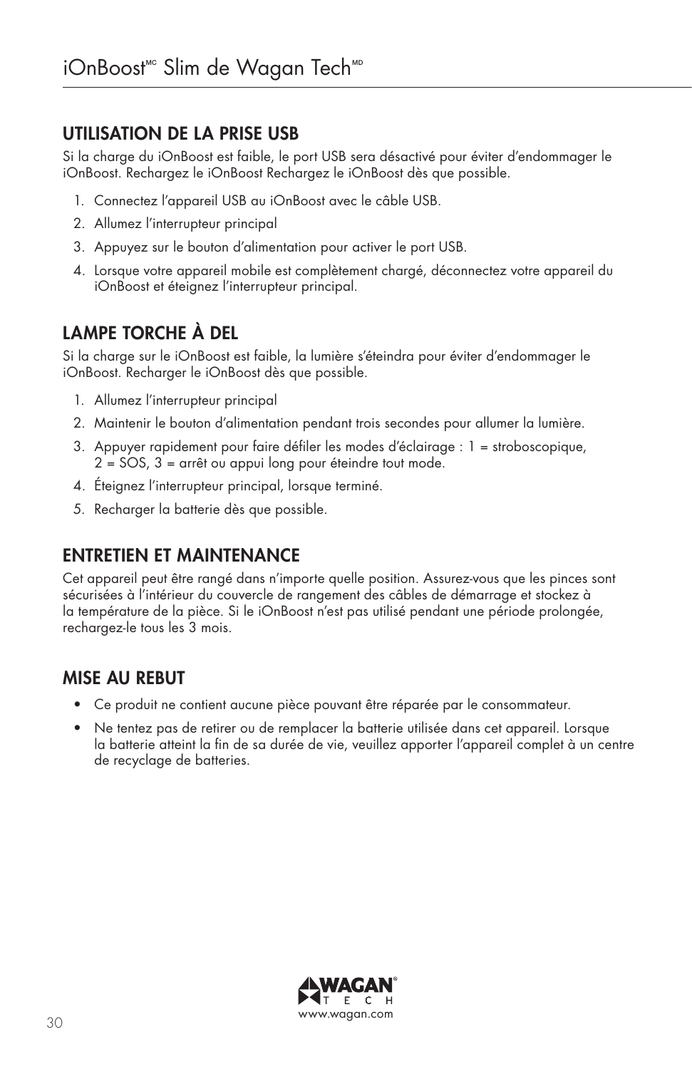## UTILISATION DE LA PRISE USB

Si la charge du iOnBoost est faible, le port USB sera désactivé pour éviter d'endommager le iOnBoost. Rechargez le iOnBoost Rechargez le iOnBoost dès que possible.

1. Connectez l'appareil USB au iOnBoost avec le câble USB.
2. Allumez l'interrupteur principal
3. Appuyez sur le bouton d'alimentation pour activer le port USB.
4. Lorsque votre appareil mobile est complètement chargé, déconnectez votre appareil du iOnBoost et éteignez l'interrupteur principal.

## LAMPE TORCHE À DEL

Si la charge sur le iOnBoost est faible, la lumière s'éteindra pour éviter d'endommager le iOnBoost. Recharger le iOnBoost dès que possible.

1. Allumez l'interrupteur principal
2. Maintenir le bouton d'alimentation pendant trois secondes pour allumer la lumière.
3. Appuyer rapidement pour faire défiler les modes d'éclairage : 1 = stroboscopique, 2 = SOS, 3 = arrêt ou appui long pour éteindre tout mode.
4. Éteignez l'interrupteur principal, lorsque terminé.
5. Recharger la batterie dès que possible.

## ENTRETIEN ET MAINTENANCE

Cet appareil peut être rangé dans n'importe quelle position. Assurez-vous que les pinces sont sécurisées à l'intérieur du couvercle de rangement des câbles de démarrage et stockez à la température de la pièce. Si le iOnBoost n'est pas utilisé pendant une période prolongée, rechargez-le tous les 3 mois.

## MISE AU REBUT

- Ce produit ne contient aucune pièce pouvant être réparée par le consommateur.
- Ne tentez pas de retirer ou de remplacer la batterie utilisée dans cet appareil. Lorsque la batterie atteint la fin de sa durée de vie, veuillez apporter l'appareil complet à un centre de recyclage de batteries.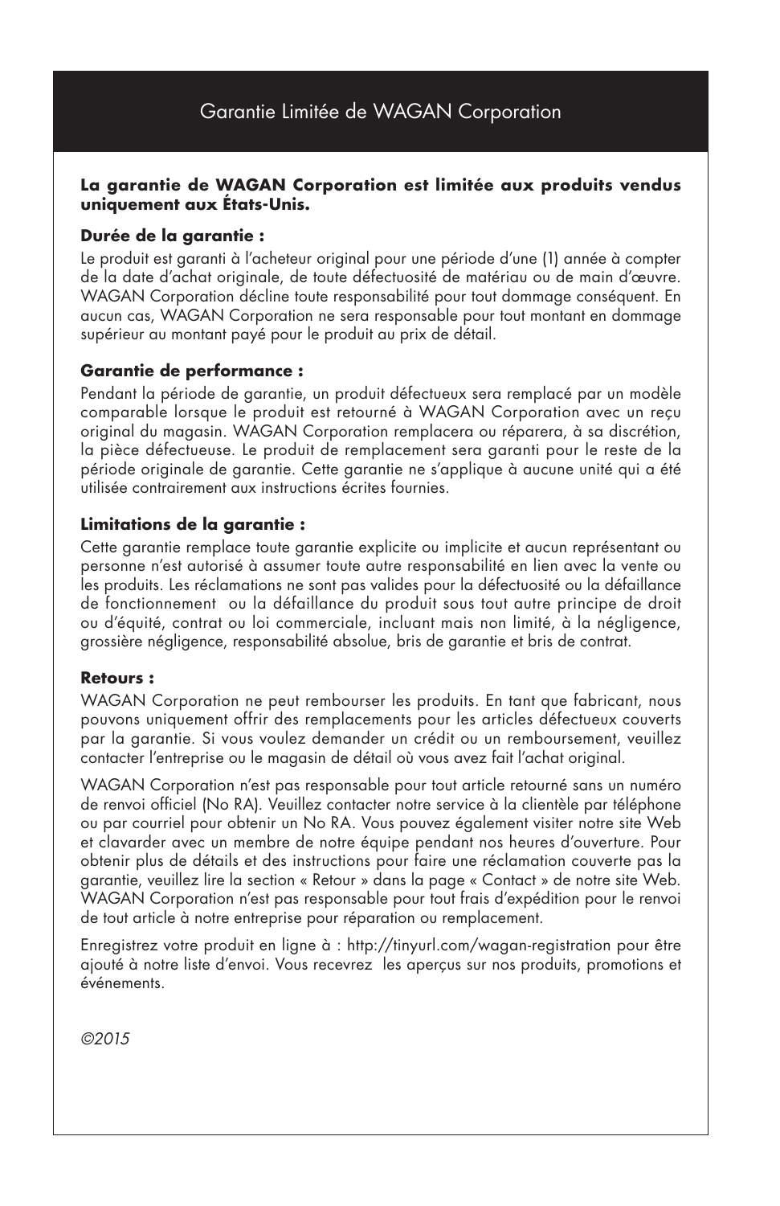# Garantie Limitée de WAGAN Corporation

**La garantie de WAGAN Corporation est limitée aux produits vendus uniquement aux États-Unis.**

**Durée de la garantie :**

Le produit est garanti à l'acheteur original pour une période d'une (1) année à compter de la date d'achat originale, de toute défectuosité de matériau ou de main d'œuvre. WAGAN Corporation décline toute responsabilité pour tout dommage conséquent. En aucun cas, WAGAN Corporation ne sera responsable pour tout montant en dommage supérieur au montant payé pour le produit au prix de détail.

**Garantie de performance :**

Pendant la période de garantie, un produit défectueux sera remplacé par un modèle comparable lorsque le produit est retourné à WAGAN Corporation avec un reçu original du magasin. WAGAN Corporation remplacera ou réparera, à sa discrétion, la pièce défectueuse. Le produit de remplacement sera garanti pour le reste de la période originale de garantie. Cette garantie ne s'applique à aucune unité qui a été utilisée contrairement aux instructions écrites fournies.

**Limitations de la garantie :**

Cette garantie remplace toute garantie explicite ou implicite et aucun représentant ou personne n'est autorisé à assumer toute autre responsabilité en lien avec la vente ou les produits. Les réclamations ne sont pas valides pour la défectuosité ou la défaillance de fonctionnement ou la défaillance du produit sous tout autre principe de droit ou d'équité, contrat ou loi commerciale, incluant mais non limité, à la négligence, grossière négligence, responsabilité absolue, bris de garantie et bris de contrat.

**Retours :**

WAGAN Corporation ne peut rembourser les produits. En tant que fabricant, nous pouvons uniquement offrir des remplacements pour les articles défectueux couverts par la garantie. Si vous voulez demander un crédit ou un remboursement, veuillez contacter l'entreprise ou le magasin de détail où vous avez fait l'achat original.

WAGAN Corporation n'est pas responsable pour tout article retourné sans un numéro de renvoi officiel (No RA). Veuillez contacter notre service à la clientèle par téléphone ou par courriel pour obtenir un No RA. Vous pouvez également visiter notre site Web et clavarder avec un membre de notre équipe pendant nos heures d'ouverture. Pour obtenir plus de détails et des instructions pour faire une réclamation couverte pas la garantie, veuillez lire la section « Retour » dans la page « Contact » de notre site Web. WAGAN Corporation n'est pas responsable pour tout frais d'expédition pour le renvoi de tout article à notre entreprise pour réparation ou remplacement.

Enregistrez votre produit en ligne à : http://tinyurl.com/wagan-registration pour être ajouté à notre liste d'envoi. Vous recevrez les aperçus sur nos produits, promotions et événements.

*©2015*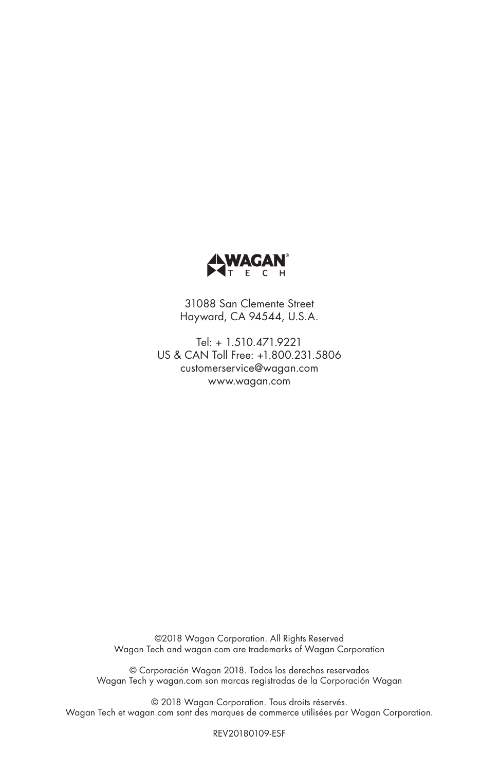WAGAN
TECH

31088 San Clemente Street
Hayward, CA 94544, U.S.A.

Tel: + 1.510.471.9221
US & CAN Toll Free: +1.800.231.5806
customerservice@wagan.com
www.wagan.com

©2018 Wagan Corporation. All Rights Reserved
Wagan Tech and wagan.com are trademarks of Wagan Corporation

© Corporación Wagan 2018. Todos los derechos reservados
Wagan Tech y wagan.com son marcas registradas de la Corporación Wagan

© 2018 Wagan Corporation. Tous droits réservés.
Wagan Tech et wagan.com sont des marques de commerce utilisées par Wagan Corporation.

REV20180109-ESF